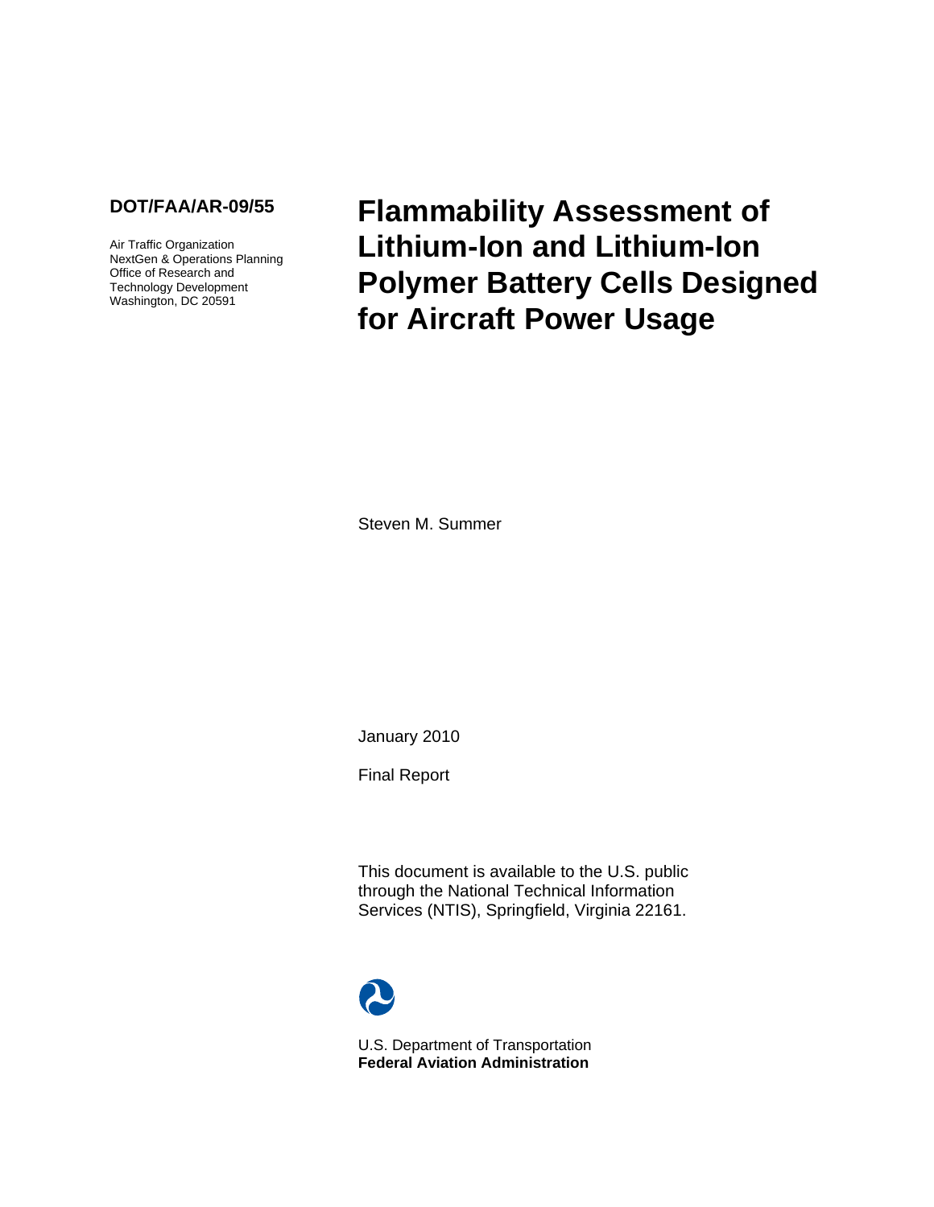**DOT/FAA/AR-09/55**

Air Traffic Organization
NextGen & Operations Planning
Office of Research and
Technology Development
Washington, DC 20591

# Flammability Assessment of Lithium-Ion and Lithium-Ion Polymer Battery Cells Designed for Aircraft Power Usage

Steven M. Summer

January 2010

Final Report

This document is available to the U.S. public through the National Technical Information Services (NTIS), Springfield, Virginia 22161.

U.S. Department of Transportation
**Federal Aviation Administration**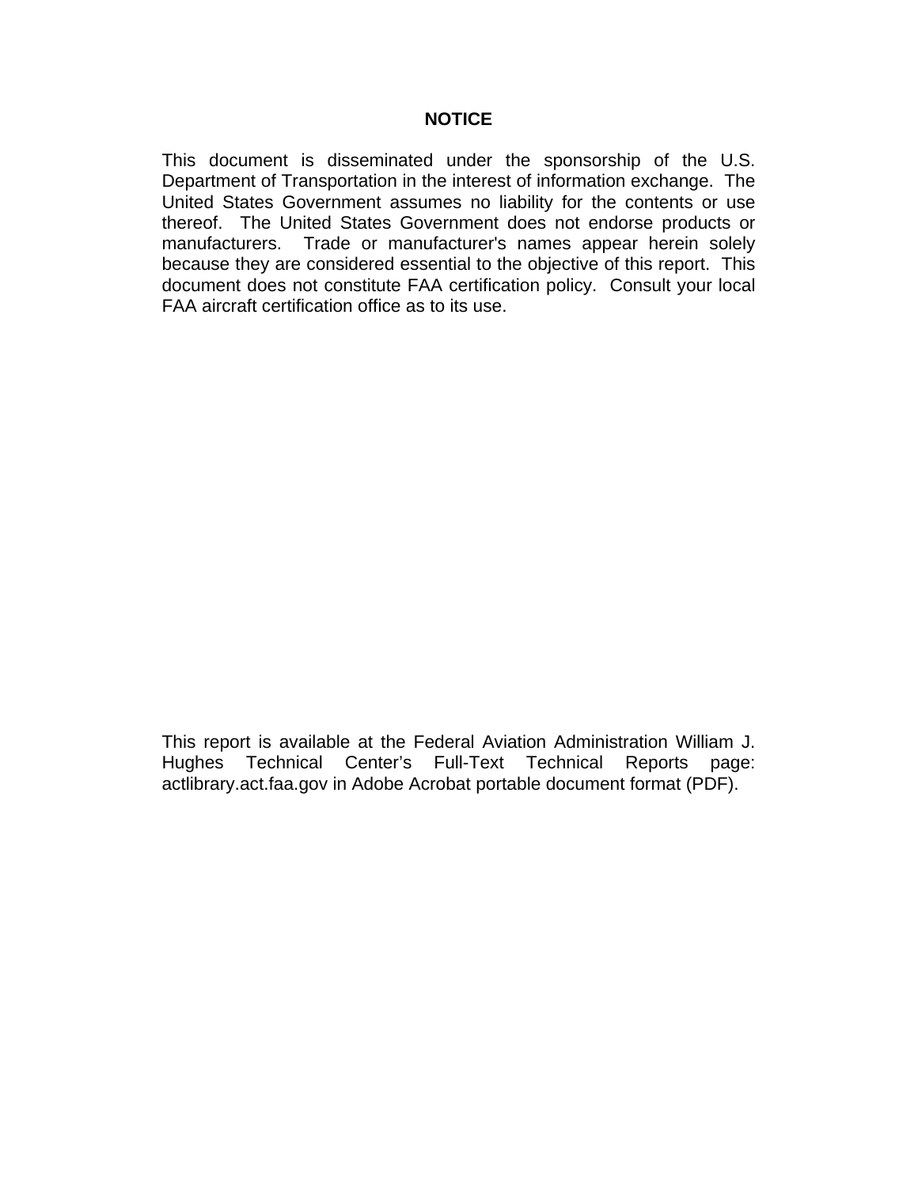# NOTICE

This document is disseminated under the sponsorship of the U.S. Department of Transportation in the interest of information exchange. The United States Government assumes no liability for the contents or use thereof. The United States Government does not endorse products or manufacturers. Trade or manufacturer's names appear herein solely because they are considered essential to the objective of this report. This document does not constitute FAA certification policy. Consult your local FAA aircraft certification office as to its use.

This report is available at the Federal Aviation Administration William J. Hughes Technical Center's Full-Text Technical Reports page: actlibrary.act.faa.gov in Adobe Acrobat portable document format (PDF).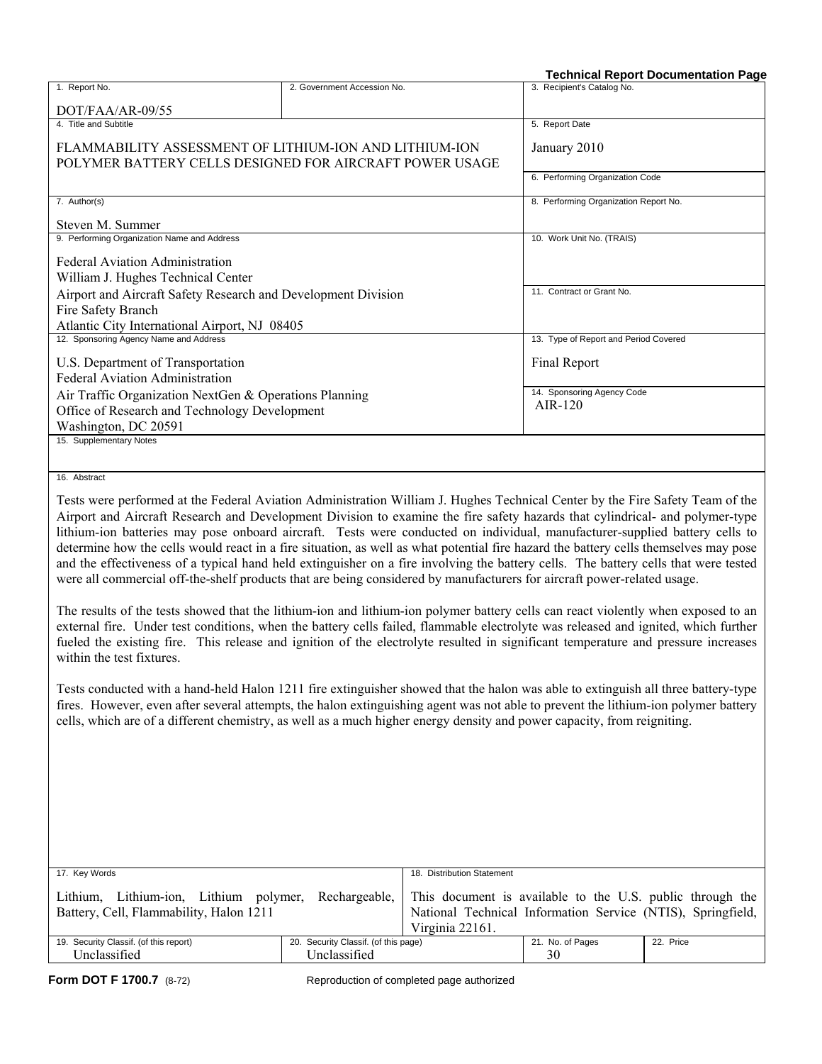**Technical Report Documentation Page**

| 1. Report No. | 2. Government Accession No. | 3. Recipient's Catalog No. |
|---|---|---|
| DOT/FAA/AR-09/55 | | |

| 4. Title and Subtitle | 5. Report Date |
|---|---|
| FLAMMABILITY ASSESSMENT OF LITHIUM-ION AND LITHIUM-ION POLYMER BATTERY CELLS DESIGNED FOR AIRCRAFT POWER USAGE | January 2010 |
| | 6. Performing Organization Code |
| 7. Author(s) | 8. Performing Organization Report No. |
| Steven M. Summer | |
| 9. Performing Organization Name and Address | 10. Work Unit No. (TRAIS) |
| Federal Aviation Administration<br>William J. Hughes Technical Center<br>Airport and Aircraft Safety Research and Development Division<br>Fire Safety Branch<br>Atlantic City International Airport, NJ 08405 | 11. Contract or Grant No. |
| 12. Sponsoring Agency Name and Address | 13. Type of Report and Period Covered |
| U.S. Department of Transportation<br>Federal Aviation Administration<br>Air Traffic Organization NextGen & Operations Planning<br>Office of Research and Technology Development<br>Washington, DC 20591 | Final Report |
| | 14. Sponsoring Agency Code<br>AIR-120 |

15. Supplementary Notes

16. Abstract

Tests were performed at the Federal Aviation Administration William J. Hughes Technical Center by the Fire Safety Team of the Airport and Aircraft Research and Development Division to examine the fire safety hazards that cylindrical- and polymer-type lithium-ion batteries may pose onboard aircraft. Tests were conducted on individual, manufacturer-supplied battery cells to determine how the cells would react in a fire situation, as well as what potential fire hazard the battery cells themselves may pose and the effectiveness of a typical hand held extinguisher on a fire involving the battery cells. The battery cells that were tested were all commercial off-the-shelf products that are being considered by manufacturers for aircraft power-related usage.

The results of the tests showed that the lithium-ion and lithium-ion polymer battery cells can react violently when exposed to an external fire. Under test conditions, when the battery cells failed, flammable electrolyte was released and ignited, which further fueled the existing fire. This release and ignition of the electrolyte resulted in significant temperature and pressure increases within the test fixtures.

Tests conducted with a hand-held Halon 1211 fire extinguisher showed that the halon was able to extinguish all three battery-type fires. However, even after several attempts, the halon extinguishing agent was not able to prevent the lithium-ion polymer battery cells, which are of a different chemistry, as well as a much higher energy density and power capacity, from reigniting.

| 17. Key Words | 18. Distribution Statement |
|---|---|
| Lithium, Lithium-ion, Lithium polymer, Rechargeable, Battery, Cell, Flammability, Halon 1211 | This document is available to the U.S. public through the National Technical Information Service (NTIS), Springfield, Virginia 22161. |

| 19. Security Classif. (of this report) | 20. Security Classif. (of this page) | 21. No. of Pages | 22. Price |
|---|---|---|---|
| Unclassified | Unclassified | 30 | |

**Form DOT F 1700.7** (8-72) Reproduction of completed page authorized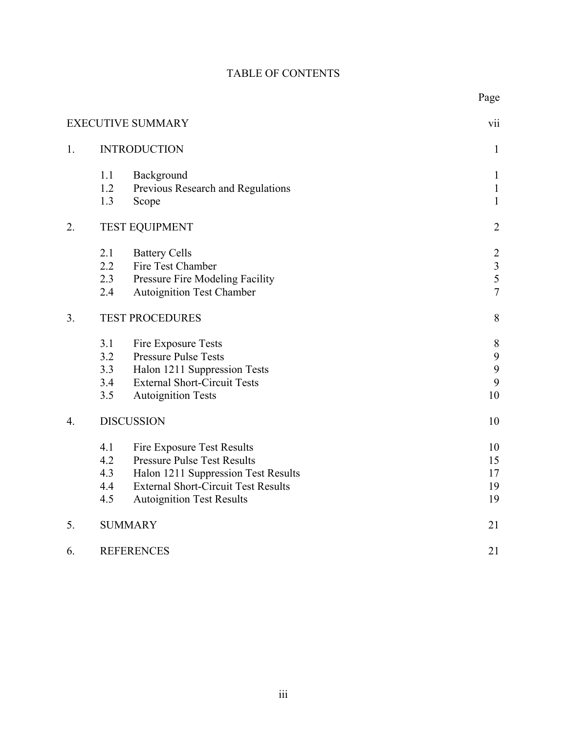# TABLE OF CONTENTS

| | | Page |
|---|---|---|
| EXECUTIVE SUMMARY | | vii |
| 1. | INTRODUCTION | 1 |
| | 1.1 Background | 1 |
| | 1.2 Previous Research and Regulations | 1 |
| | 1.3 Scope | 1 |
| 2. | TEST EQUIPMENT | 2 |
| | 2.1 Battery Cells | 2 |
| | 2.2 Fire Test Chamber | 3 |
| | 2.3 Pressure Fire Modeling Facility | 5 |
| | 2.4 Autoignition Test Chamber | 7 |
| 3. | TEST PROCEDURES | 8 |
| | 3.1 Fire Exposure Tests | 8 |
| | 3.2 Pressure Pulse Tests | 9 |
| | 3.3 Halon 1211 Suppression Tests | 9 |
| | 3.4 External Short-Circuit Tests | 9 |
| | 3.5 Autoignition Tests | 10 |
| 4. | DISCUSSION | 10 |
| | 4.1 Fire Exposure Test Results | 10 |
| | 4.2 Pressure Pulse Test Results | 15 |
| | 4.3 Halon 1211 Suppression Test Results | 17 |
| | 4.4 External Short-Circuit Test Results | 19 |
| | 4.5 Autoignition Test Results | 19 |
| 5. | SUMMARY | 21 |
| 6. | REFERENCES | 21 |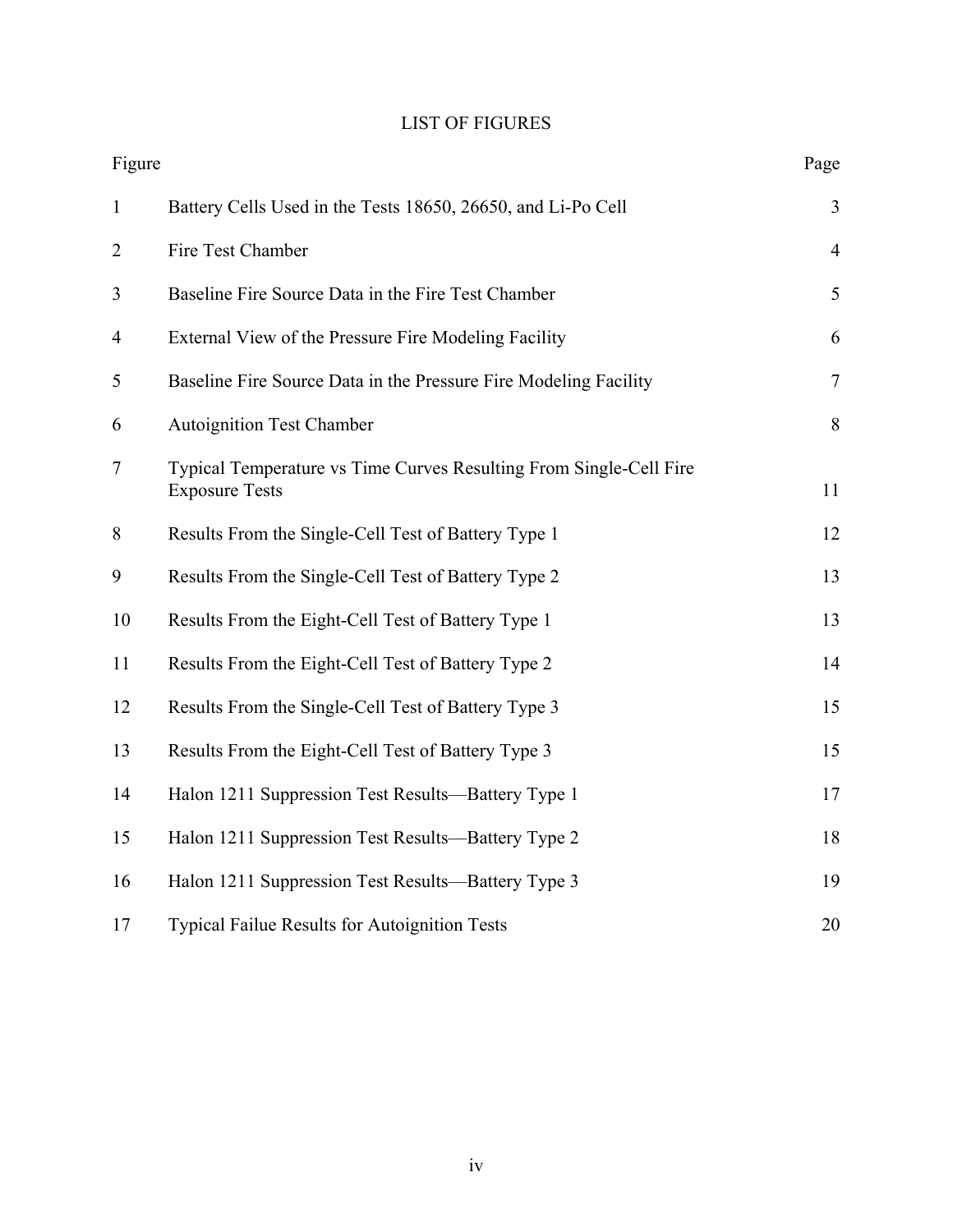# LIST OF FIGURES

| Figure | | Page |
|---|---|---|
| 1 | Battery Cells Used in the Tests 18650, 26650, and Li-Po Cell | 3 |
| 2 | Fire Test Chamber | 4 |
| 3 | Baseline Fire Source Data in the Fire Test Chamber | 5 |
| 4 | External View of the Pressure Fire Modeling Facility | 6 |
| 5 | Baseline Fire Source Data in the Pressure Fire Modeling Facility | 7 |
| 6 | Autoignition Test Chamber | 8 |
| 7 | Typical Temperature vs Time Curves Resulting From Single-Cell Fire Exposure Tests | 11 |
| 8 | Results From the Single-Cell Test of Battery Type 1 | 12 |
| 9 | Results From the Single-Cell Test of Battery Type 2 | 13 |
| 10 | Results From the Eight-Cell Test of Battery Type 1 | 13 |
| 11 | Results From the Eight-Cell Test of Battery Type 2 | 14 |
| 12 | Results From the Single-Cell Test of Battery Type 3 | 15 |
| 13 | Results From the Eight-Cell Test of Battery Type 3 | 15 |
| 14 | Halon 1211 Suppression Test Results—Battery Type 1 | 17 |
| 15 | Halon 1211 Suppression Test Results—Battery Type 2 | 18 |
| 16 | Halon 1211 Suppression Test Results—Battery Type 3 | 19 |
| 17 | Typical Failue Results for Autoignition Tests | 20 |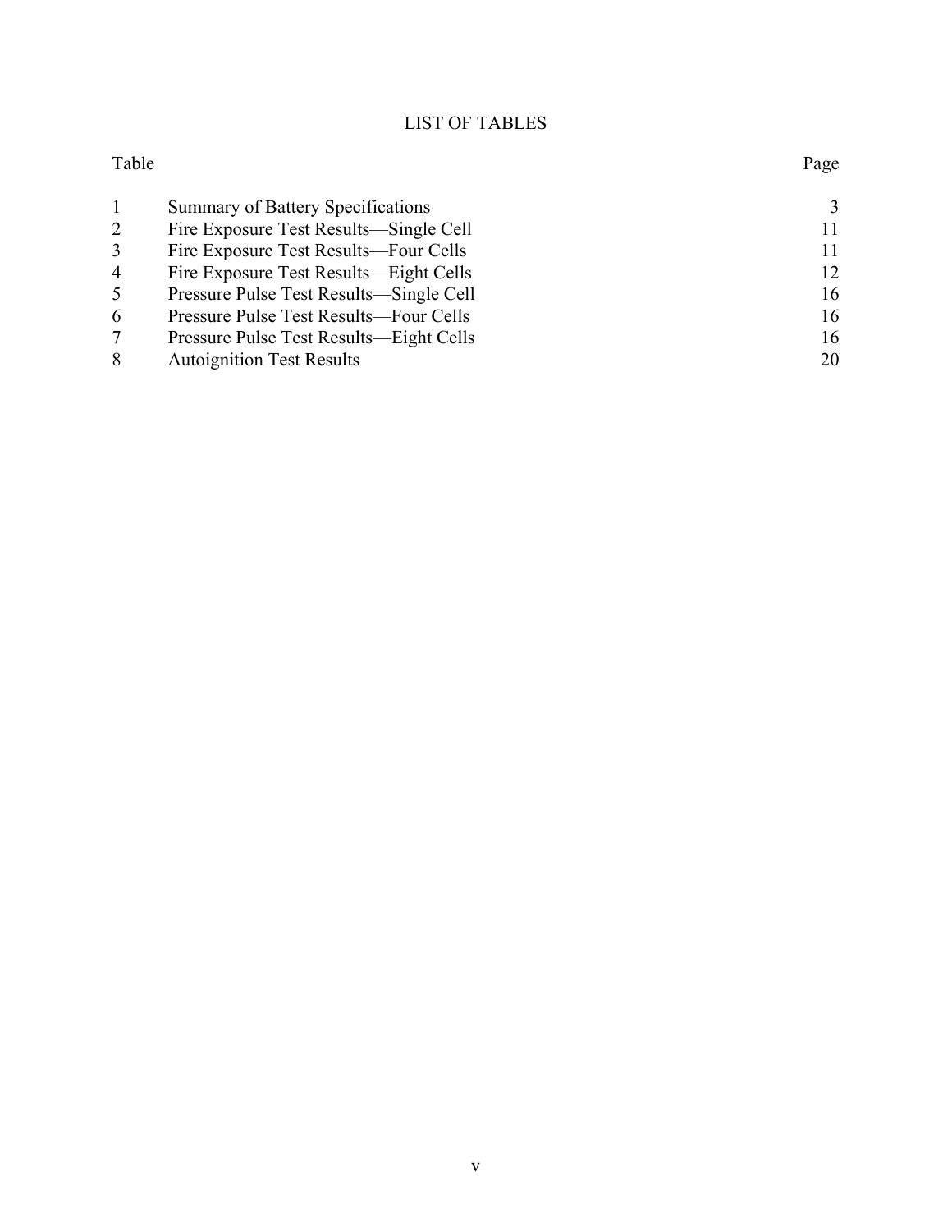# LIST OF TABLES

| Table | | Page |
|---|---|---|
| 1 | Summary of Battery Specifications | 3 |
| 2 | Fire Exposure Test Results—Single Cell | 11 |
| 3 | Fire Exposure Test Results—Four Cells | 11 |
| 4 | Fire Exposure Test Results—Eight Cells | 12 |
| 5 | Pressure Pulse Test Results—Single Cell | 16 |
| 6 | Pressure Pulse Test Results—Four Cells | 16 |
| 7 | Pressure Pulse Test Results—Eight Cells | 16 |
| 8 | Autoignition Test Results | 20 |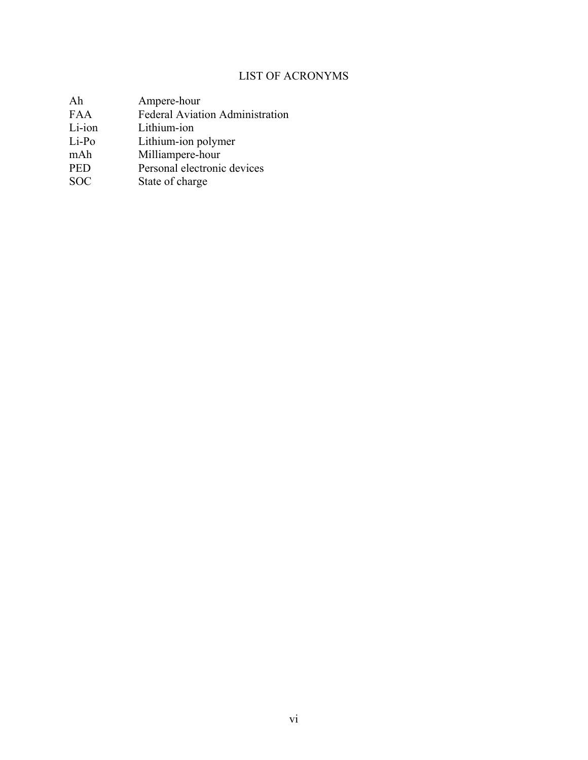# LIST OF ACRONYMS

| | |
|---|---|
| Ah | Ampere-hour |
| FAA | Federal Aviation Administration |
| Li-ion | Lithium-ion |
| Li-Po | Lithium-ion polymer |
| mAh | Milliampere-hour |
| PED | Personal electronic devices |
| SOC | State of charge |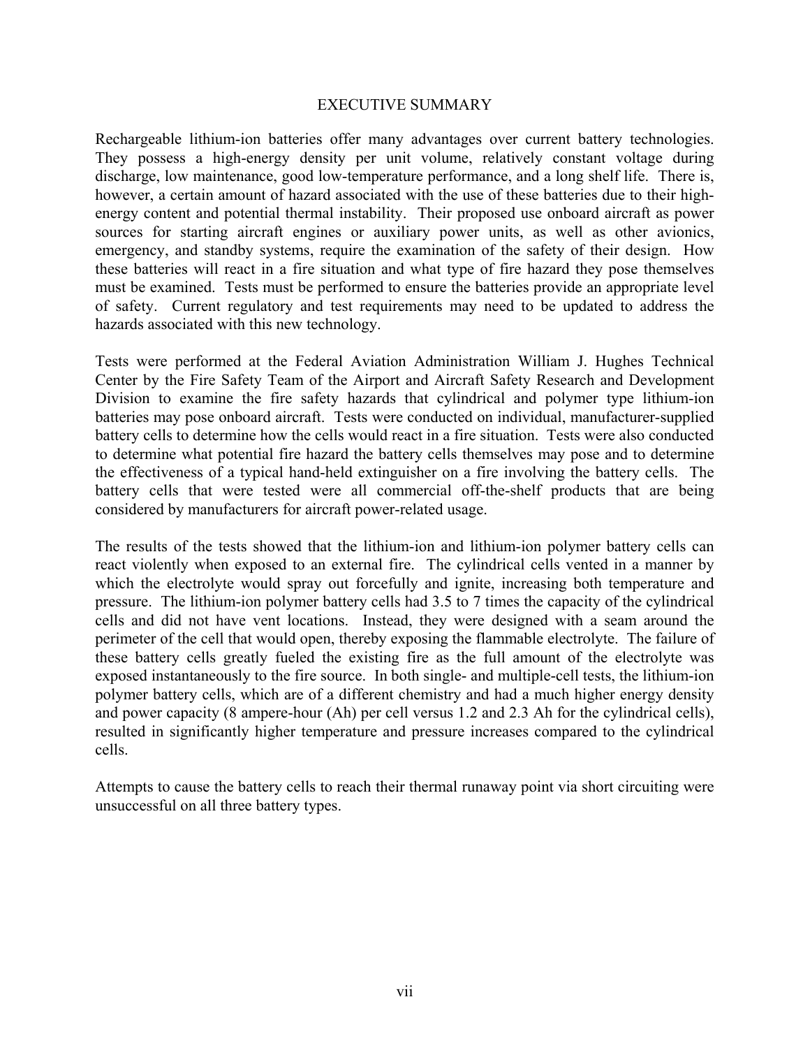# EXECUTIVE SUMMARY

Rechargeable lithium-ion batteries offer many advantages over current battery technologies. They possess a high-energy density per unit volume, relatively constant voltage during discharge, low maintenance, good low-temperature performance, and a long shelf life. There is, however, a certain amount of hazard associated with the use of these batteries due to their high-energy content and potential thermal instability. Their proposed use onboard aircraft as power sources for starting aircraft engines or auxiliary power units, as well as other avionics, emergency, and standby systems, require the examination of the safety of their design. How these batteries will react in a fire situation and what type of fire hazard they pose themselves must be examined. Tests must be performed to ensure the batteries provide an appropriate level of safety. Current regulatory and test requirements may need to be updated to address the hazards associated with this new technology.

Tests were performed at the Federal Aviation Administration William J. Hughes Technical Center by the Fire Safety Team of the Airport and Aircraft Safety Research and Development Division to examine the fire safety hazards that cylindrical and polymer type lithium-ion batteries may pose onboard aircraft. Tests were conducted on individual, manufacturer-supplied battery cells to determine how the cells would react in a fire situation. Tests were also conducted to determine what potential fire hazard the battery cells themselves may pose and to determine the effectiveness of a typical hand-held extinguisher on a fire involving the battery cells. The battery cells that were tested were all commercial off-the-shelf products that are being considered by manufacturers for aircraft power-related usage.

The results of the tests showed that the lithium-ion and lithium-ion polymer battery cells can react violently when exposed to an external fire. The cylindrical cells vented in a manner by which the electrolyte would spray out forcefully and ignite, increasing both temperature and pressure. The lithium-ion polymer battery cells had 3.5 to 7 times the capacity of the cylindrical cells and did not have vent locations. Instead, they were designed with a seam around the perimeter of the cell that would open, thereby exposing the flammable electrolyte. The failure of these battery cells greatly fueled the existing fire as the full amount of the electrolyte was exposed instantaneously to the fire source. In both single- and multiple-cell tests, the lithium-ion polymer battery cells, which are of a different chemistry and had a much higher energy density and power capacity (8 ampere-hour (Ah) per cell versus 1.2 and 2.3 Ah for the cylindrical cells), resulted in significantly higher temperature and pressure increases compared to the cylindrical cells.

Attempts to cause the battery cells to reach their thermal runaway point via short circuiting were unsuccessful on all three battery types.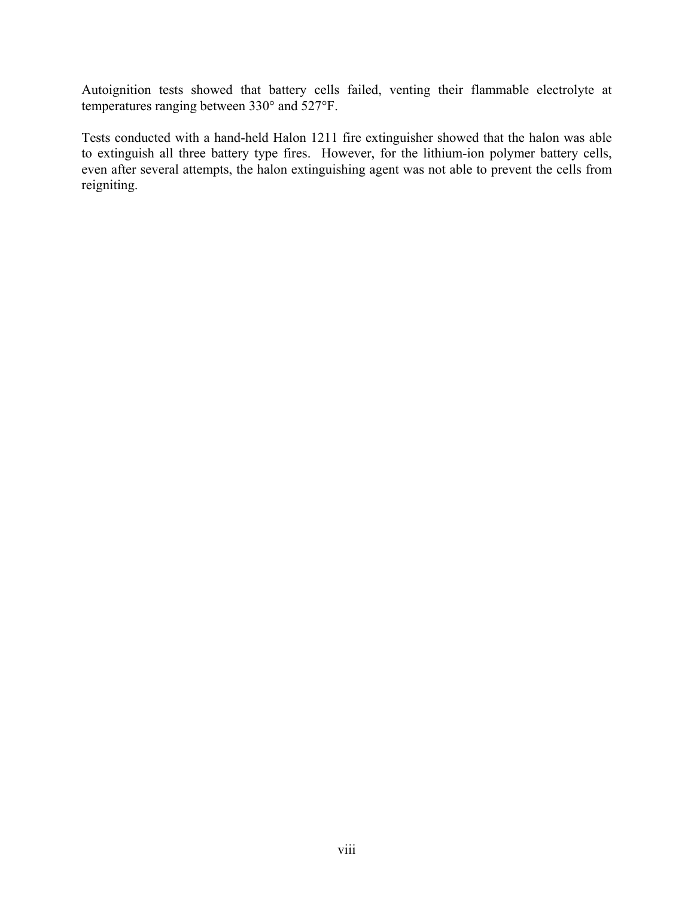Autoignition tests showed that battery cells failed, venting their flammable electrolyte at temperatures ranging between 330° and 527°F.

Tests conducted with a hand-held Halon 1211 fire extinguisher showed that the halon was able to extinguish all three battery type fires. However, for the lithium-ion polymer battery cells, even after several attempts, the halon extinguishing agent was not able to prevent the cells from reigniting.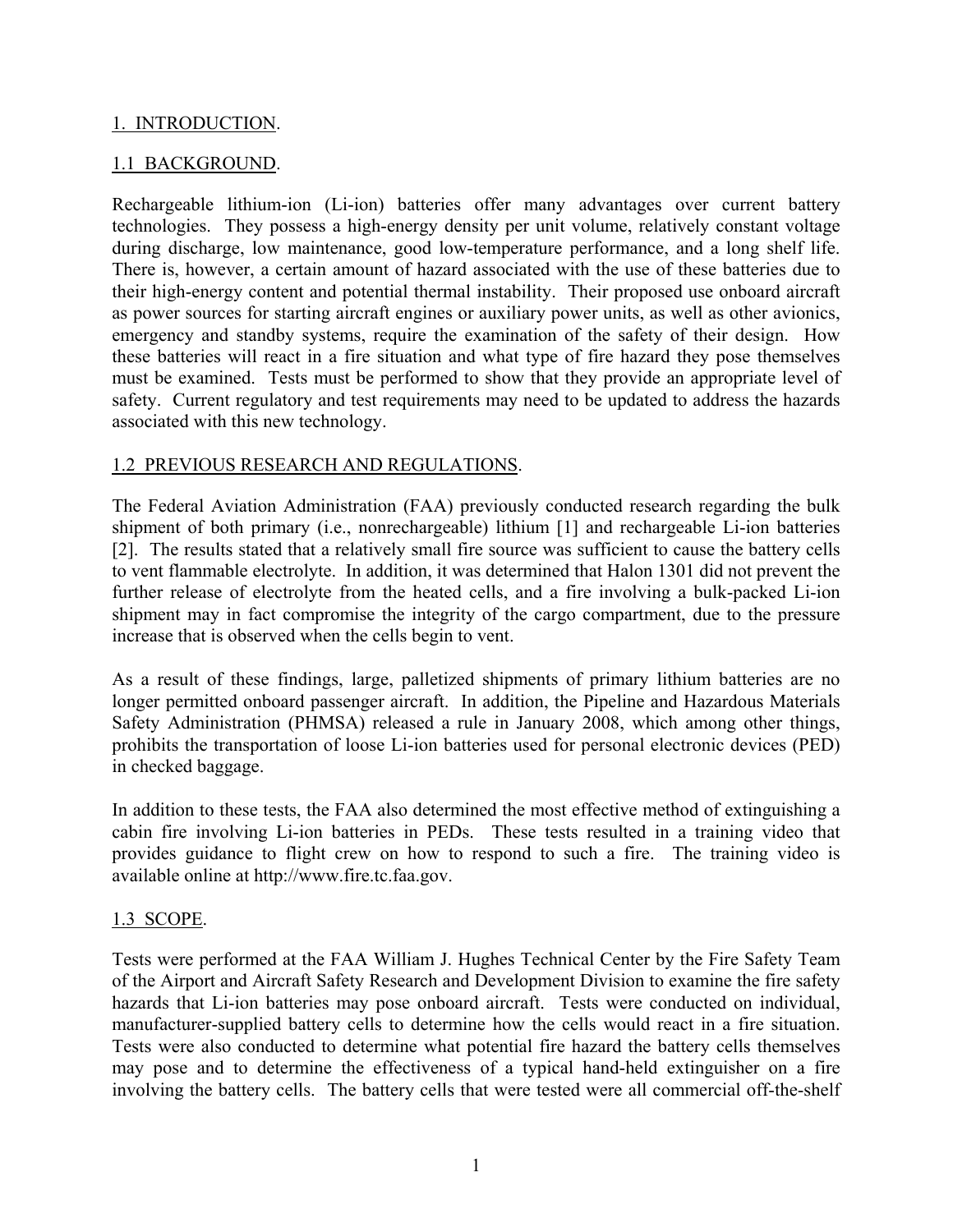# 1. INTRODUCTION.

## 1.1 BACKGROUND.

Rechargeable lithium-ion (Li-ion) batteries offer many advantages over current battery technologies. They possess a high-energy density per unit volume, relatively constant voltage during discharge, low maintenance, good low-temperature performance, and a long shelf life. There is, however, a certain amount of hazard associated with the use of these batteries due to their high-energy content and potential thermal instability. Their proposed use onboard aircraft as power sources for starting aircraft engines or auxiliary power units, as well as other avionics, emergency and standby systems, require the examination of the safety of their design. How these batteries will react in a fire situation and what type of fire hazard they pose themselves must be examined. Tests must be performed to show that they provide an appropriate level of safety. Current regulatory and test requirements may need to be updated to address the hazards associated with this new technology.

## 1.2 PREVIOUS RESEARCH AND REGULATIONS.

The Federal Aviation Administration (FAA) previously conducted research regarding the bulk shipment of both primary (i.e., nonrechargeable) lithium [1] and rechargeable Li-ion batteries [2]. The results stated that a relatively small fire source was sufficient to cause the battery cells to vent flammable electrolyte. In addition, it was determined that Halon 1301 did not prevent the further release of electrolyte from the heated cells, and a fire involving a bulk-packed Li-ion shipment may in fact compromise the integrity of the cargo compartment, due to the pressure increase that is observed when the cells begin to vent.

As a result of these findings, large, palletized shipments of primary lithium batteries are no longer permitted onboard passenger aircraft. In addition, the Pipeline and Hazardous Materials Safety Administration (PHMSA) released a rule in January 2008, which among other things, prohibits the transportation of loose Li-ion batteries used for personal electronic devices (PED) in checked baggage.

In addition to these tests, the FAA also determined the most effective method of extinguishing a cabin fire involving Li-ion batteries in PEDs. These tests resulted in a training video that provides guidance to flight crew on how to respond to such a fire. The training video is available online at http://www.fire.tc.faa.gov.

## 1.3 SCOPE.

Tests were performed at the FAA William J. Hughes Technical Center by the Fire Safety Team of the Airport and Aircraft Safety Research and Development Division to examine the fire safety hazards that Li-ion batteries may pose onboard aircraft. Tests were conducted on individual, manufacturer-supplied battery cells to determine how the cells would react in a fire situation. Tests were also conducted to determine what potential fire hazard the battery cells themselves may pose and to determine the effectiveness of a typical hand-held extinguisher on a fire involving the battery cells. The battery cells that were tested were all commercial off-the-shelf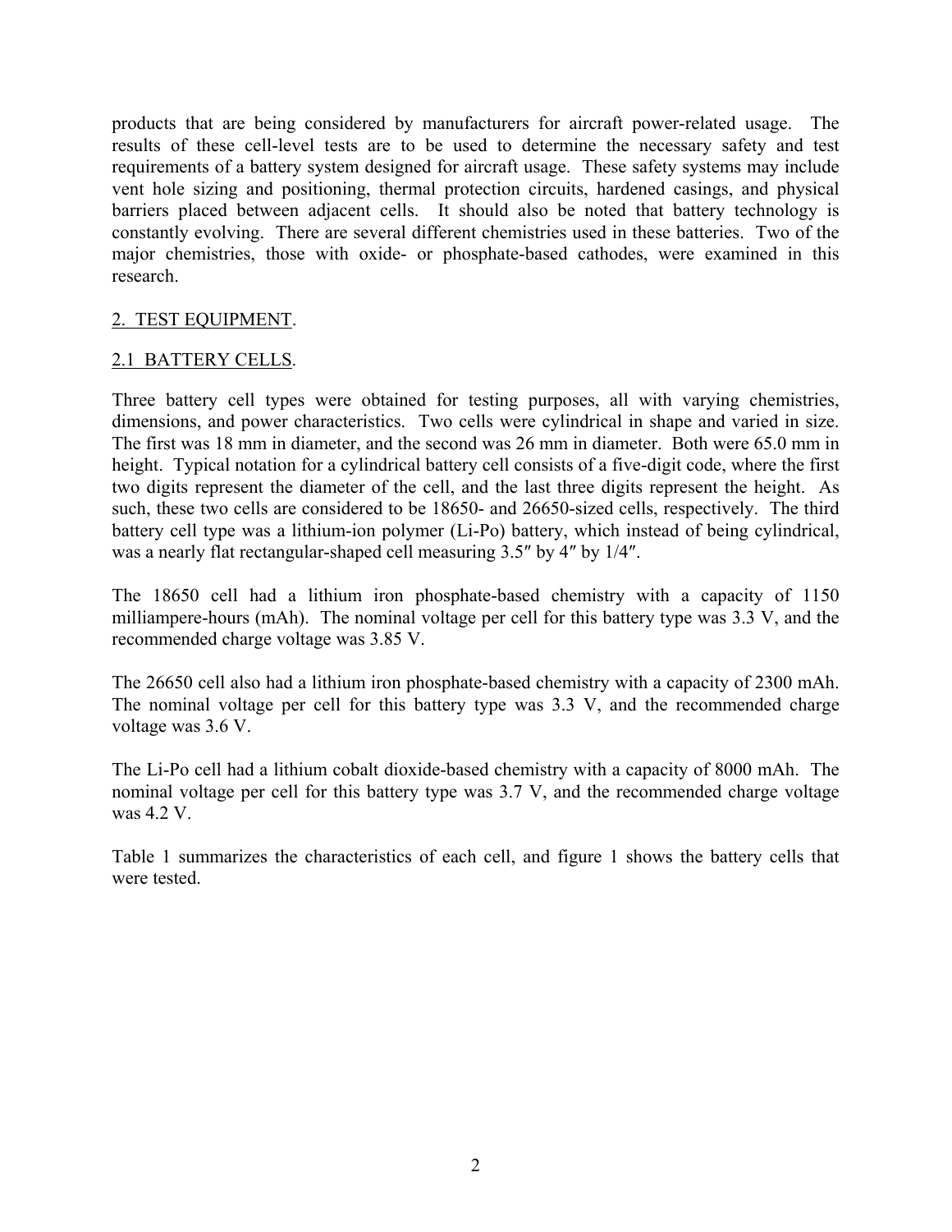products that are being considered by manufacturers for aircraft power-related usage. The results of these cell-level tests are to be used to determine the necessary safety and test requirements of a battery system designed for aircraft usage. These safety systems may include vent hole sizing and positioning, thermal protection circuits, hardened casings, and physical barriers placed between adjacent cells. It should also be noted that battery technology is constantly evolving. There are several different chemistries used in these batteries. Two of the major chemistries, those with oxide- or phosphate-based cathodes, were examined in this research.

## 2. TEST EQUIPMENT.

### 2.1 BATTERY CELLS.

Three battery cell types were obtained for testing purposes, all with varying chemistries, dimensions, and power characteristics. Two cells were cylindrical in shape and varied in size. The first was 18 mm in diameter, and the second was 26 mm in diameter. Both were 65.0 mm in height. Typical notation for a cylindrical battery cell consists of a five-digit code, where the first two digits represent the diameter of the cell, and the last three digits represent the height. As such, these two cells are considered to be 18650- and 26650-sized cells, respectively. The third battery cell type was a lithium-ion polymer (Li-Po) battery, which instead of being cylindrical, was a nearly flat rectangular-shaped cell measuring 3.5″ by 4″ by 1/4″.

The 18650 cell had a lithium iron phosphate-based chemistry with a capacity of 1150 milliampere-hours (mAh). The nominal voltage per cell for this battery type was 3.3 V, and the recommended charge voltage was 3.85 V.

The 26650 cell also had a lithium iron phosphate-based chemistry with a capacity of 2300 mAh. The nominal voltage per cell for this battery type was 3.3 V, and the recommended charge voltage was 3.6 V.

The Li-Po cell had a lithium cobalt dioxide-based chemistry with a capacity of 8000 mAh. The nominal voltage per cell for this battery type was 3.7 V, and the recommended charge voltage was 4.2 V.

Table 1 summarizes the characteristics of each cell, and figure 1 shows the battery cells that were tested.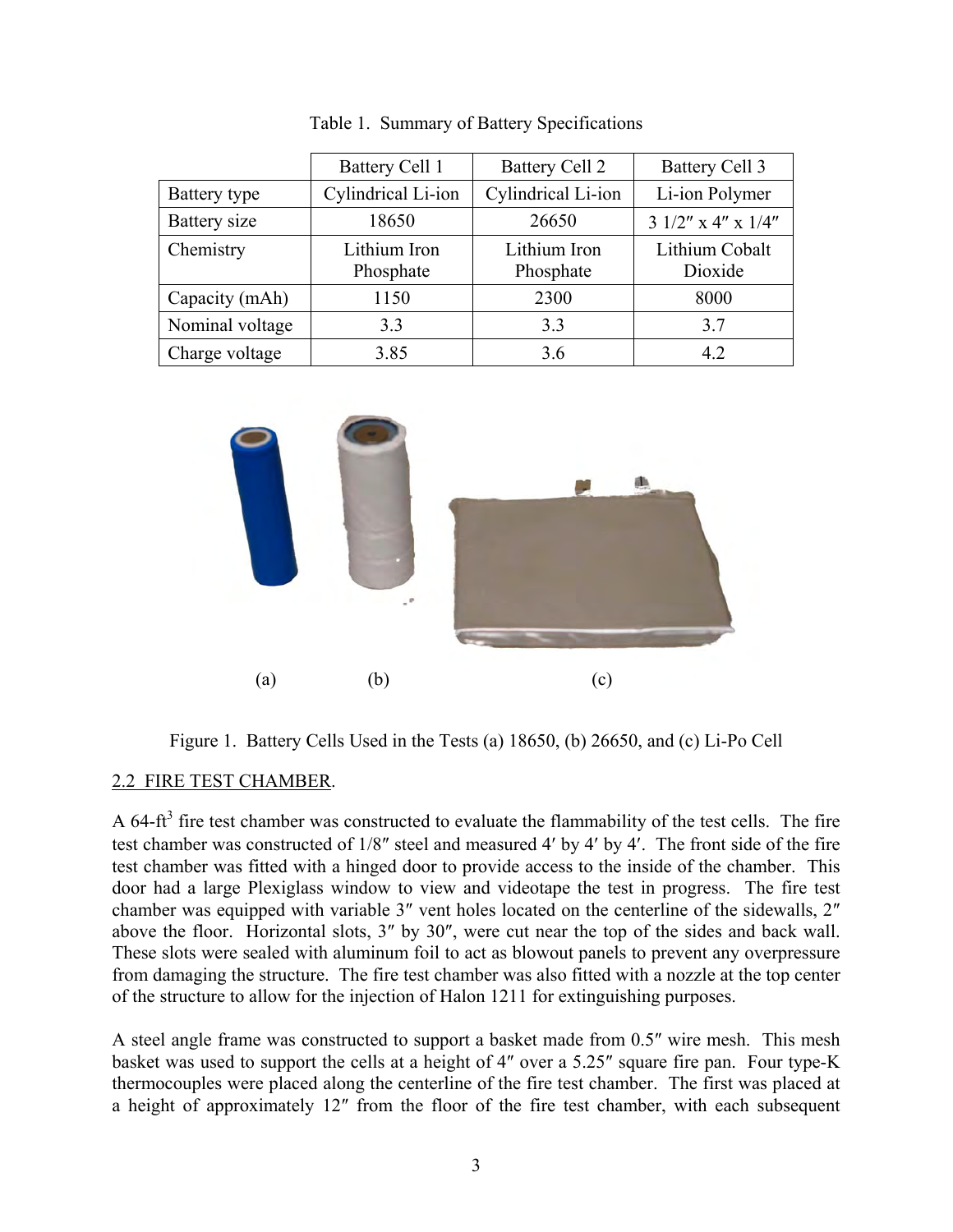Table 1. Summary of Battery Specifications

| | Battery Cell 1 | Battery Cell 2 | Battery Cell 3 |
|---|---|---|---|
| Battery type | Cylindrical Li-ion | Cylindrical Li-ion | Li-ion Polymer |
| Battery size | 18650 | 26650 | 3 1/2″ x 4″ x 1/4″ |
| Chemistry | Lithium Iron Phosphate | Lithium Iron Phosphate | Lithium Cobalt Dioxide |
| Capacity (mAh) | 1150 | 2300 | 8000 |
| Nominal voltage | 3.3 | 3.3 | 3.7 |
| Charge voltage | 3.85 | 3.6 | 4.2 |

(a) (b) (c)

Figure 1. Battery Cells Used in the Tests (a) 18650, (b) 26650, and (c) Li-Po Cell

## 2.2 FIRE TEST CHAMBER.

A 64-ft$^3$ fire test chamber was constructed to evaluate the flammability of the test cells. The fire test chamber was constructed of 1/8″ steel and measured 4′ by 4′ by 4′. The front side of the fire test chamber was fitted with a hinged door to provide access to the inside of the chamber. This door had a large Plexiglass window to view and videotape the test in progress. The fire test chamber was equipped with variable 3″ vent holes located on the centerline of the sidewalls, 2″ above the floor. Horizontal slots, 3″ by 30″, were cut near the top of the sides and back wall. These slots were sealed with aluminum foil to act as blowout panels to prevent any overpressure from damaging the structure. The fire test chamber was also fitted with a nozzle at the top center of the structure to allow for the injection of Halon 1211 for extinguishing purposes.

A steel angle frame was constructed to support a basket made from 0.5″ wire mesh. This mesh basket was used to support the cells at a height of 4″ over a 5.25″ square fire pan. Four type-K thermocouples were placed along the centerline of the fire test chamber. The first was placed at a height of approximately 12″ from the floor of the fire test chamber, with each subsequent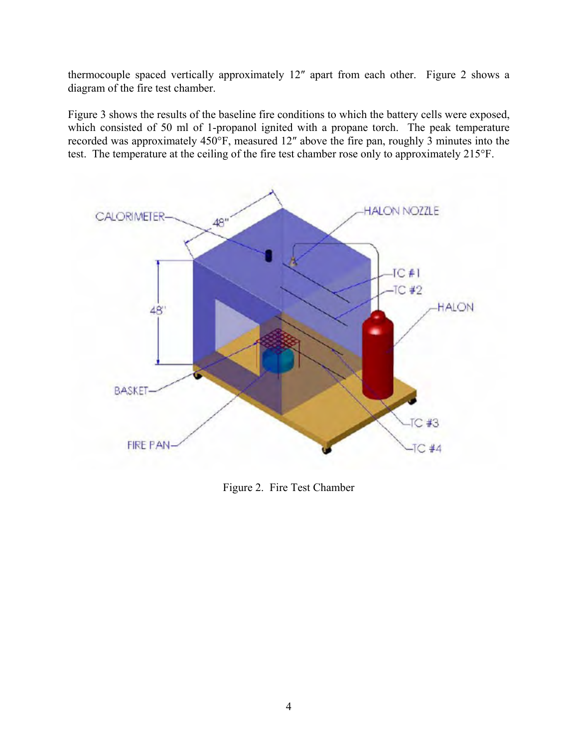thermocouple spaced vertically approximately 12″ apart from each other. Figure 2 shows a diagram of the fire test chamber.

Figure 3 shows the results of the baseline fire conditions to which the battery cells were exposed, which consisted of 50 ml of 1-propanol ignited with a propane torch. The peak temperature recorded was approximately 450°F, measured 12″ above the fire pan, roughly 3 minutes into the test. The temperature at the ceiling of the fire test chamber rose only to approximately 215°F.

Figure 2. Fire Test Chamber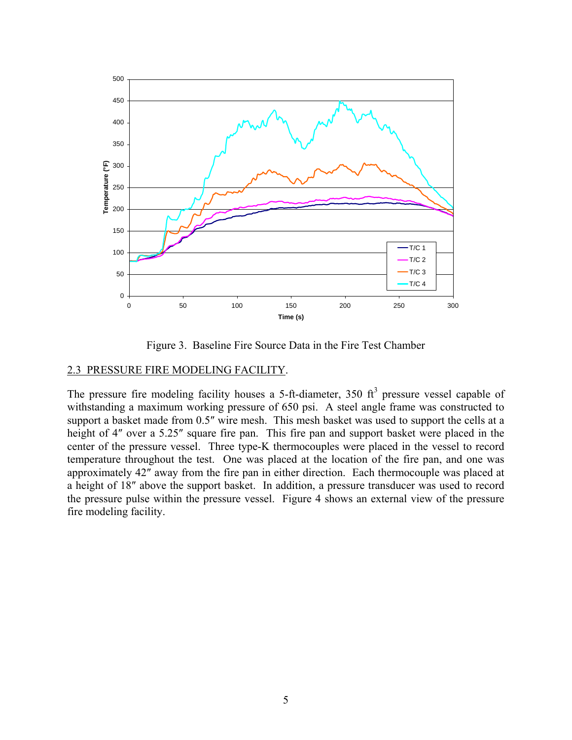Figure 3. Baseline Fire Source Data in the Fire Test Chamber

## 2.3 PRESSURE FIRE MODELING FACILITY.

The pressure fire modeling facility houses a 5-ft-diameter, 350 $ft^3$ pressure vessel capable of withstanding a maximum working pressure of 650 psi. A steel angle frame was constructed to support a basket made from 0.5″ wire mesh. This mesh basket was used to support the cells at a height of 4″ over a 5.25″ square fire pan. This fire pan and support basket were placed in the center of the pressure vessel. Three type-K thermocouples were placed in the vessel to record temperature throughout the test. One was placed at the location of the fire pan, and one was approximately 42″ away from the fire pan in either direction. Each thermocouple was placed at a height of 18″ above the support basket. In addition, a pressure transducer was used to record the pressure pulse within the pressure vessel. Figure 4 shows an external view of the pressure fire modeling facility.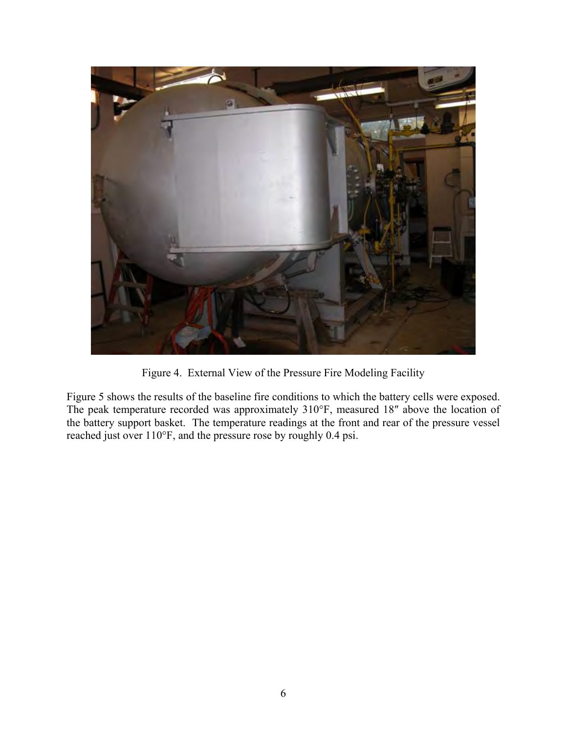Figure 4. External View of the Pressure Fire Modeling Facility

Figure 5 shows the results of the baseline fire conditions to which the battery cells were exposed. The peak temperature recorded was approximately 310°F, measured 18″ above the location of the battery support basket. The temperature readings at the front and rear of the pressure vessel reached just over 110°F, and the pressure rose by roughly 0.4 psi.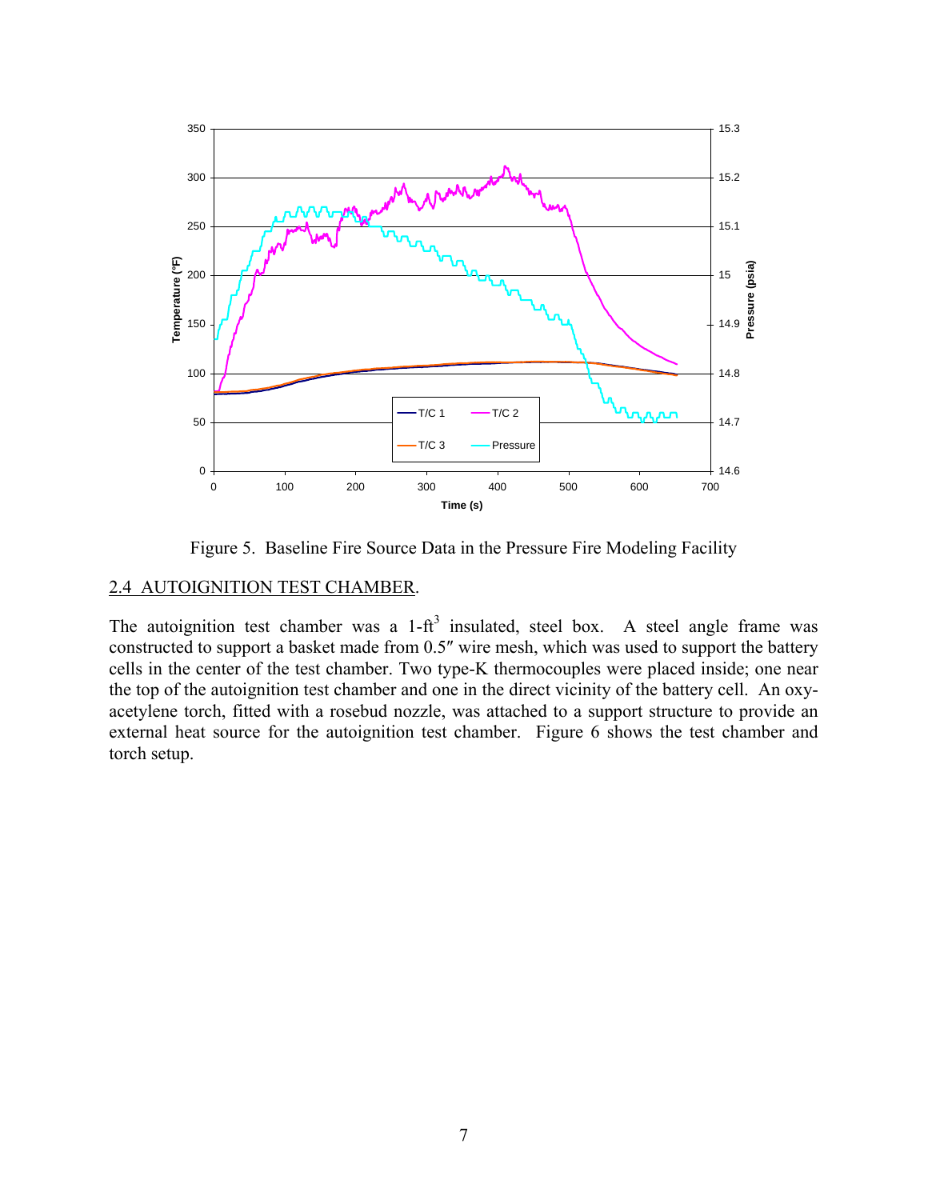Figure 5. Baseline Fire Source Data in the Pressure Fire Modeling Facility

## 2.4 AUTOIGNITION TEST CHAMBER.

The autoignition test chamber was a 1-ft$^3$ insulated, steel box. A steel angle frame was constructed to support a basket made from 0.5″ wire mesh, which was used to support the battery cells in the center of the test chamber. Two type-K thermocouples were placed inside; one near the top of the autoignition test chamber and one in the direct vicinity of the battery cell. An oxy-acetylene torch, fitted with a rosebud nozzle, was attached to a support structure to provide an external heat source for the autoignition test chamber. Figure 6 shows the test chamber and torch setup.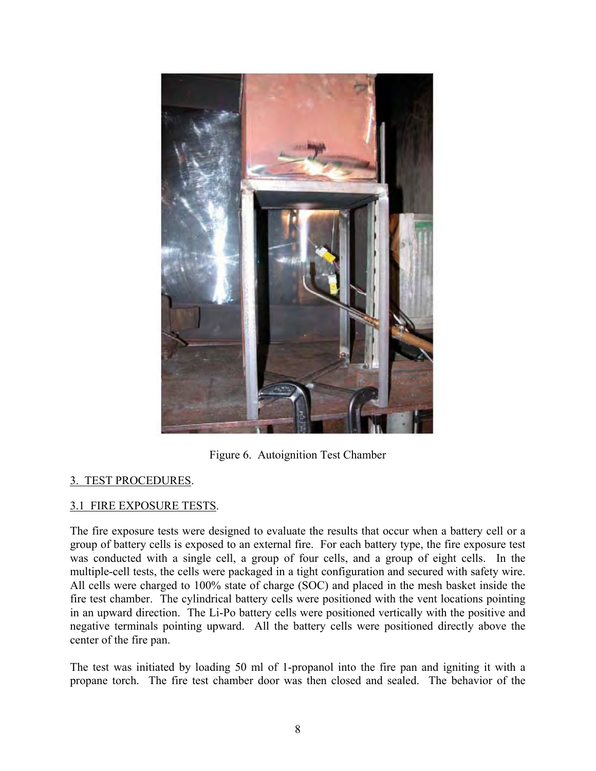Figure 6. Autoignition Test Chamber

## 3. TEST PROCEDURES.

### 3.1 FIRE EXPOSURE TESTS.

The fire exposure tests were designed to evaluate the results that occur when a battery cell or a group of battery cells is exposed to an external fire. For each battery type, the fire exposure test was conducted with a single cell, a group of four cells, and a group of eight cells. In the multiple-cell tests, the cells were packaged in a tight configuration and secured with safety wire. All cells were charged to 100% state of charge (SOC) and placed in the mesh basket inside the fire test chamber. The cylindrical battery cells were positioned with the vent locations pointing in an upward direction. The Li-Po battery cells were positioned vertically with the positive and negative terminals pointing upward. All the battery cells were positioned directly above the center of the fire pan.

The test was initiated by loading 50 ml of 1-propanol into the fire pan and igniting it with a propane torch. The fire test chamber door was then closed and sealed. The behavior of the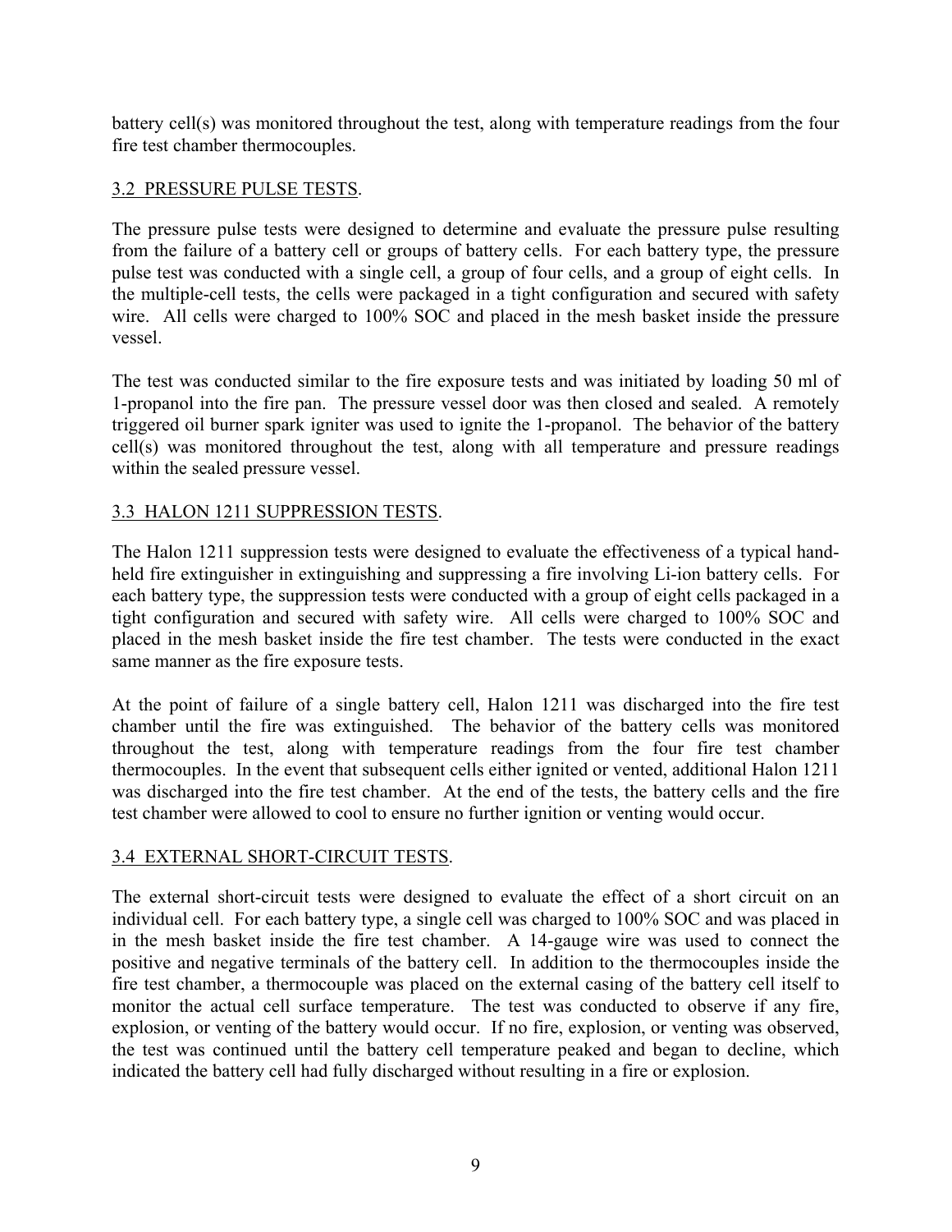battery cell(s) was monitored throughout the test, along with temperature readings from the four fire test chamber thermocouples.

### 3.2 PRESSURE PULSE TESTS.

The pressure pulse tests were designed to determine and evaluate the pressure pulse resulting from the failure of a battery cell or groups of battery cells. For each battery type, the pressure pulse test was conducted with a single cell, a group of four cells, and a group of eight cells. In the multiple-cell tests, the cells were packaged in a tight configuration and secured with safety wire. All cells were charged to 100% SOC and placed in the mesh basket inside the pressure vessel.

The test was conducted similar to the fire exposure tests and was initiated by loading 50 ml of 1-propanol into the fire pan. The pressure vessel door was then closed and sealed. A remotely triggered oil burner spark igniter was used to ignite the 1-propanol. The behavior of the battery cell(s) was monitored throughout the test, along with all temperature and pressure readings within the sealed pressure vessel.

### 3.3 HALON 1211 SUPPRESSION TESTS.

The Halon 1211 suppression tests were designed to evaluate the effectiveness of a typical hand-held fire extinguisher in extinguishing and suppressing a fire involving Li-ion battery cells. For each battery type, the suppression tests were conducted with a group of eight cells packaged in a tight configuration and secured with safety wire. All cells were charged to 100% SOC and placed in the mesh basket inside the fire test chamber. The tests were conducted in the exact same manner as the fire exposure tests.

At the point of failure of a single battery cell, Halon 1211 was discharged into the fire test chamber until the fire was extinguished. The behavior of the battery cells was monitored throughout the test, along with temperature readings from the four fire test chamber thermocouples. In the event that subsequent cells either ignited or vented, additional Halon 1211 was discharged into the fire test chamber. At the end of the tests, the battery cells and the fire test chamber were allowed to cool to ensure no further ignition or venting would occur.

### 3.4 EXTERNAL SHORT-CIRCUIT TESTS.

The external short-circuit tests were designed to evaluate the effect of a short circuit on an individual cell. For each battery type, a single cell was charged to 100% SOC and was placed in in the mesh basket inside the fire test chamber. A 14-gauge wire was used to connect the positive and negative terminals of the battery cell. In addition to the thermocouples inside the fire test chamber, a thermocouple was placed on the external casing of the battery cell itself to monitor the actual cell surface temperature. The test was conducted to observe if any fire, explosion, or venting of the battery would occur. If no fire, explosion, or venting was observed, the test was continued until the battery cell temperature peaked and began to decline, which indicated the battery cell had fully discharged without resulting in a fire or explosion.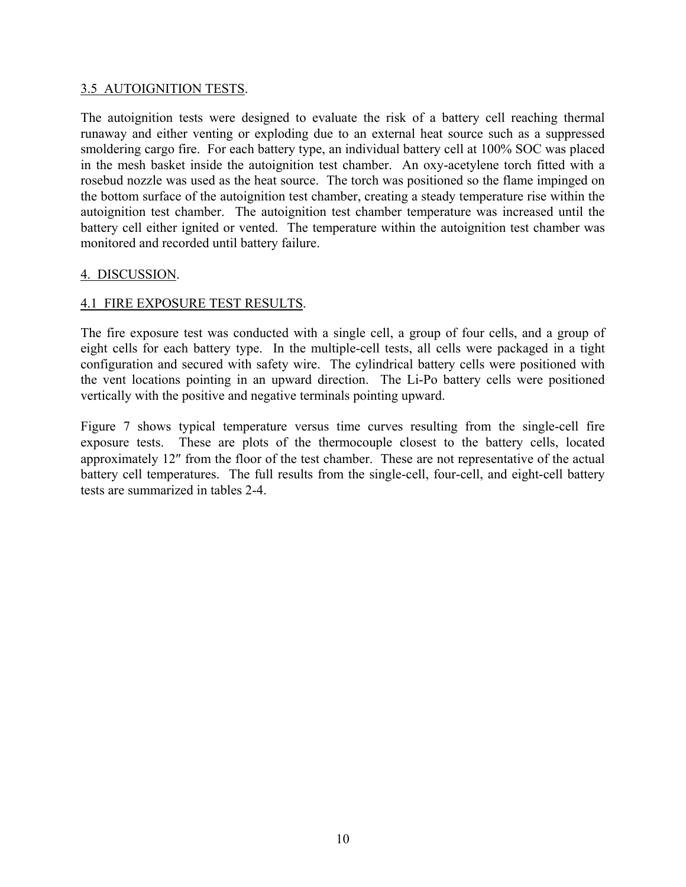### 3.5 AUTOIGNITION TESTS.

The autoignition tests were designed to evaluate the risk of a battery cell reaching thermal runaway and either venting or exploding due to an external heat source such as a suppressed smoldering cargo fire. For each battery type, an individual battery cell at 100% SOC was placed in the mesh basket inside the autoignition test chamber. An oxy-acetylene torch fitted with a rosebud nozzle was used as the heat source. The torch was positioned so the flame impinged on the bottom surface of the autoignition test chamber, creating a steady temperature rise within the autoignition test chamber. The autoignition test chamber temperature was increased until the battery cell either ignited or vented. The temperature within the autoignition test chamber was monitored and recorded until battery failure.

## 4. DISCUSSION.

### 4.1 FIRE EXPOSURE TEST RESULTS.

The fire exposure test was conducted with a single cell, a group of four cells, and a group of eight cells for each battery type. In the multiple-cell tests, all cells were packaged in a tight configuration and secured with safety wire. The cylindrical battery cells were positioned with the vent locations pointing in an upward direction. The Li-Po battery cells were positioned vertically with the positive and negative terminals pointing upward.

Figure 7 shows typical temperature versus time curves resulting from the single-cell fire exposure tests. These are plots of the thermocouple closest to the battery cells, located approximately 12″ from the floor of the test chamber. These are not representative of the actual battery cell temperatures. The full results from the single-cell, four-cell, and eight-cell battery tests are summarized in tables 2-4.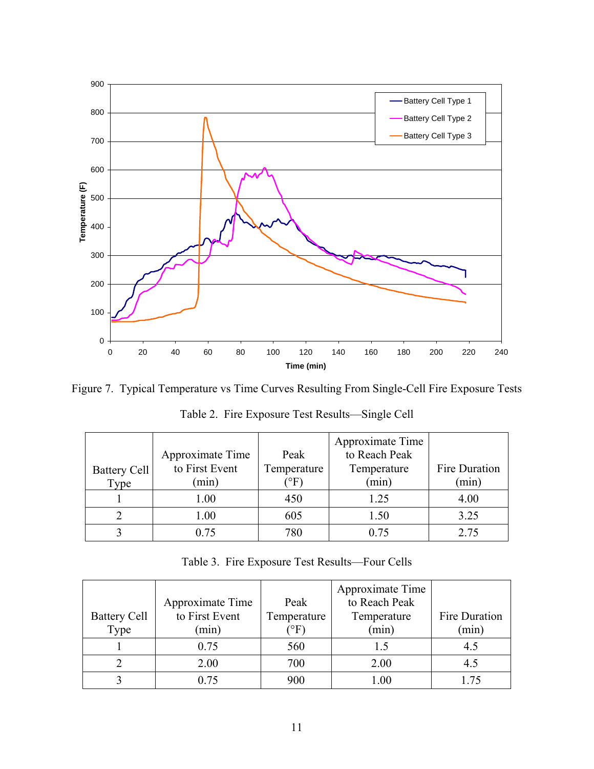Figure 7. Typical Temperature vs Time Curves Resulting From Single-Cell Fire Exposure Tests

Table 2. Fire Exposure Test Results—Single Cell

| Battery Cell Type | Approximate Time to First Event (min) | Peak Temperature (°F) | Approximate Time to Reach Peak Temperature (min) | Fire Duration (min) |
|---|---|---|---|---|
| 1 | 1.00 | 450 | 1.25 | 4.00 |
| 2 | 1.00 | 605 | 1.50 | 3.25 |
| 3 | 0.75 | 780 | 0.75 | 2.75 |

Table 3. Fire Exposure Test Results—Four Cells

| Battery Cell Type | Approximate Time to First Event (min) | Peak Temperature (°F) | Approximate Time to Reach Peak Temperature (min) | Fire Duration (min) |
|---|---|---|---|---|
| 1 | 0.75 | 560 | 1.5 | 4.5 |
| 2 | 2.00 | 700 | 2.00 | 4.5 |
| 3 | 0.75 | 900 | 1.00 | 1.75 |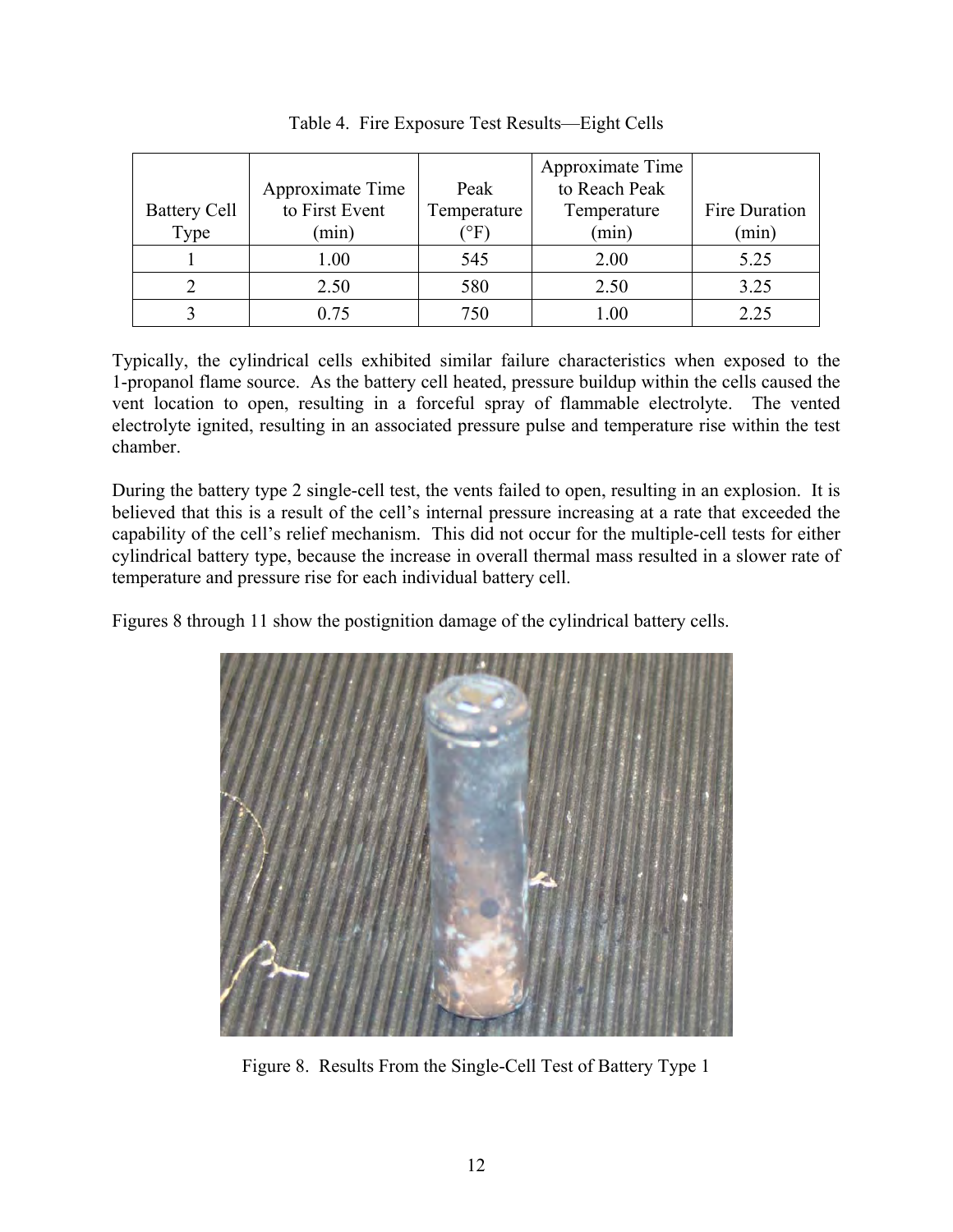Table 4. Fire Exposure Test Results—Eight Cells

| Battery Cell Type | Approximate Time to First Event (min) | Peak Temperature (°F) | Approximate Time to Reach Peak Temperature (min) | Fire Duration (min) |
|---|---|---|---|---|
| 1 | 1.00 | 545 | 2.00 | 5.25 |
| 2 | 2.50 | 580 | 2.50 | 3.25 |
| 3 | 0.75 | 750 | 1.00 | 2.25 |

Typically, the cylindrical cells exhibited similar failure characteristics when exposed to the 1-propanol flame source. As the battery cell heated, pressure buildup within the cells caused the vent location to open, resulting in a forceful spray of flammable electrolyte. The vented electrolyte ignited, resulting in an associated pressure pulse and temperature rise within the test chamber.

During the battery type 2 single-cell test, the vents failed to open, resulting in an explosion. It is believed that this is a result of the cell's internal pressure increasing at a rate that exceeded the capability of the cell's relief mechanism. This did not occur for the multiple-cell tests for either cylindrical battery type, because the increase in overall thermal mass resulted in a slower rate of temperature and pressure rise for each individual battery cell.

Figures 8 through 11 show the postignition damage of the cylindrical battery cells.

Figure 8. Results From the Single-Cell Test of Battery Type 1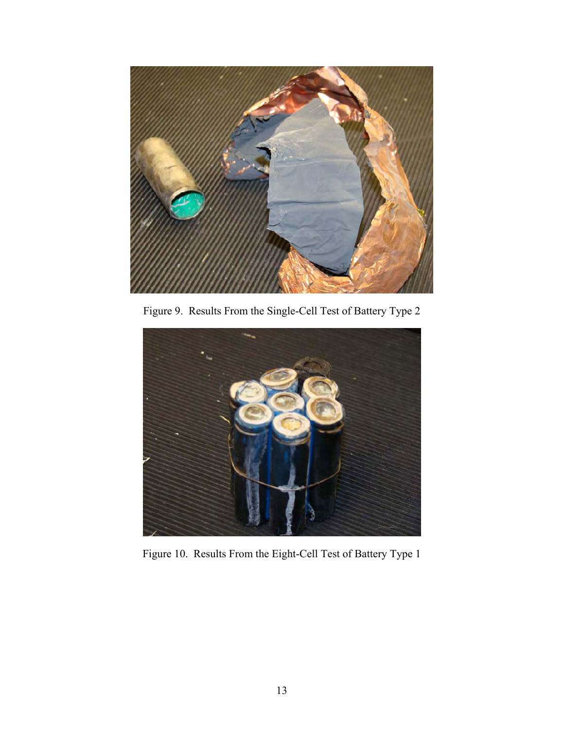Figure 9. Results From the Single-Cell Test of Battery Type 2

Figure 10. Results From the Eight-Cell Test of Battery Type 1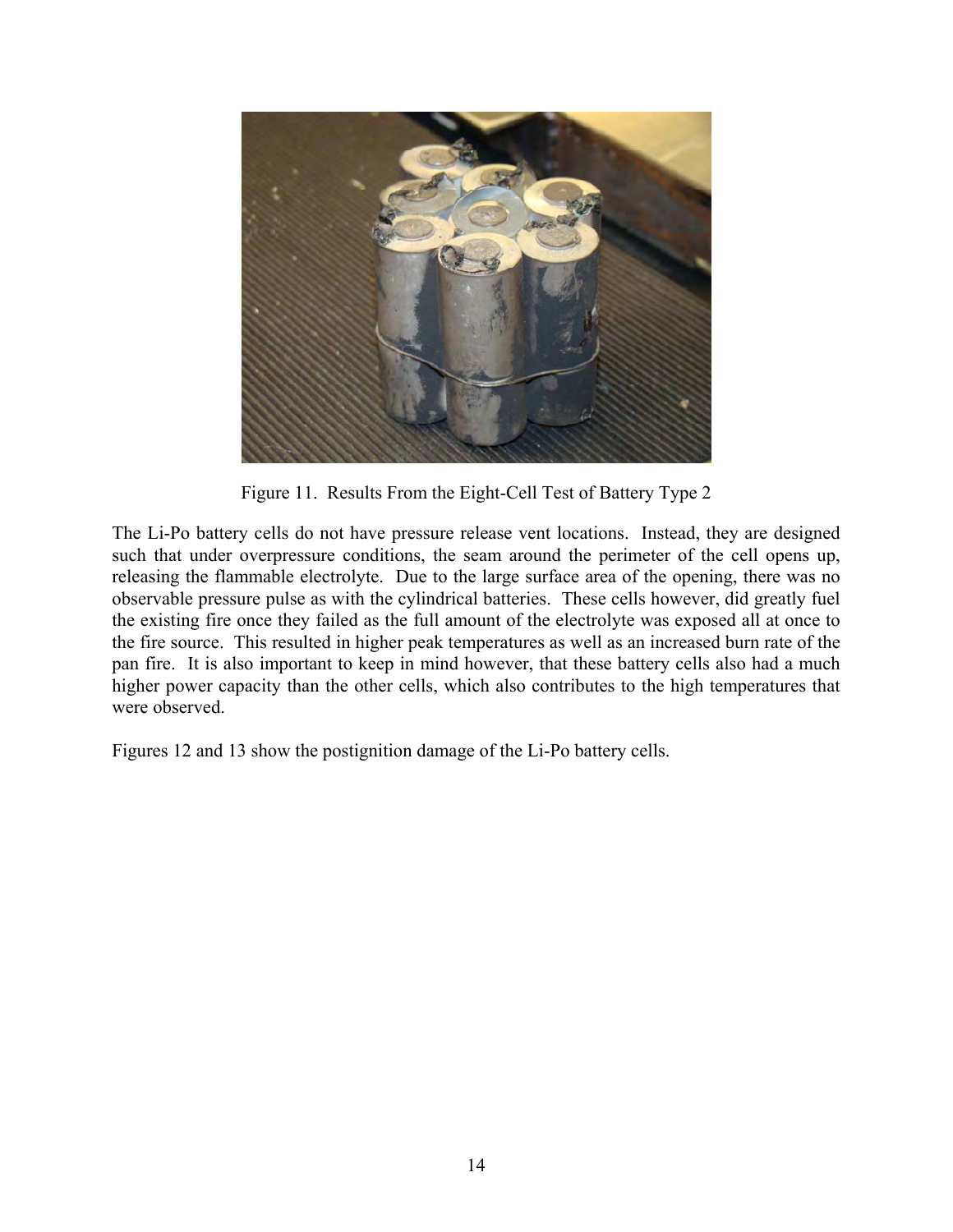Figure 11. Results From the Eight-Cell Test of Battery Type 2

The Li-Po battery cells do not have pressure release vent locations. Instead, they are designed such that under overpressure conditions, the seam around the perimeter of the cell opens up, releasing the flammable electrolyte. Due to the large surface area of the opening, there was no observable pressure pulse as with the cylindrical batteries. These cells however, did greatly fuel the existing fire once they failed as the full amount of the electrolyte was exposed all at once to the fire source. This resulted in higher peak temperatures as well as an increased burn rate of the pan fire. It is also important to keep in mind however, that these battery cells also had a much higher power capacity than the other cells, which also contributes to the high temperatures that were observed.

Figures 12 and 13 show the postignition damage of the Li-Po battery cells.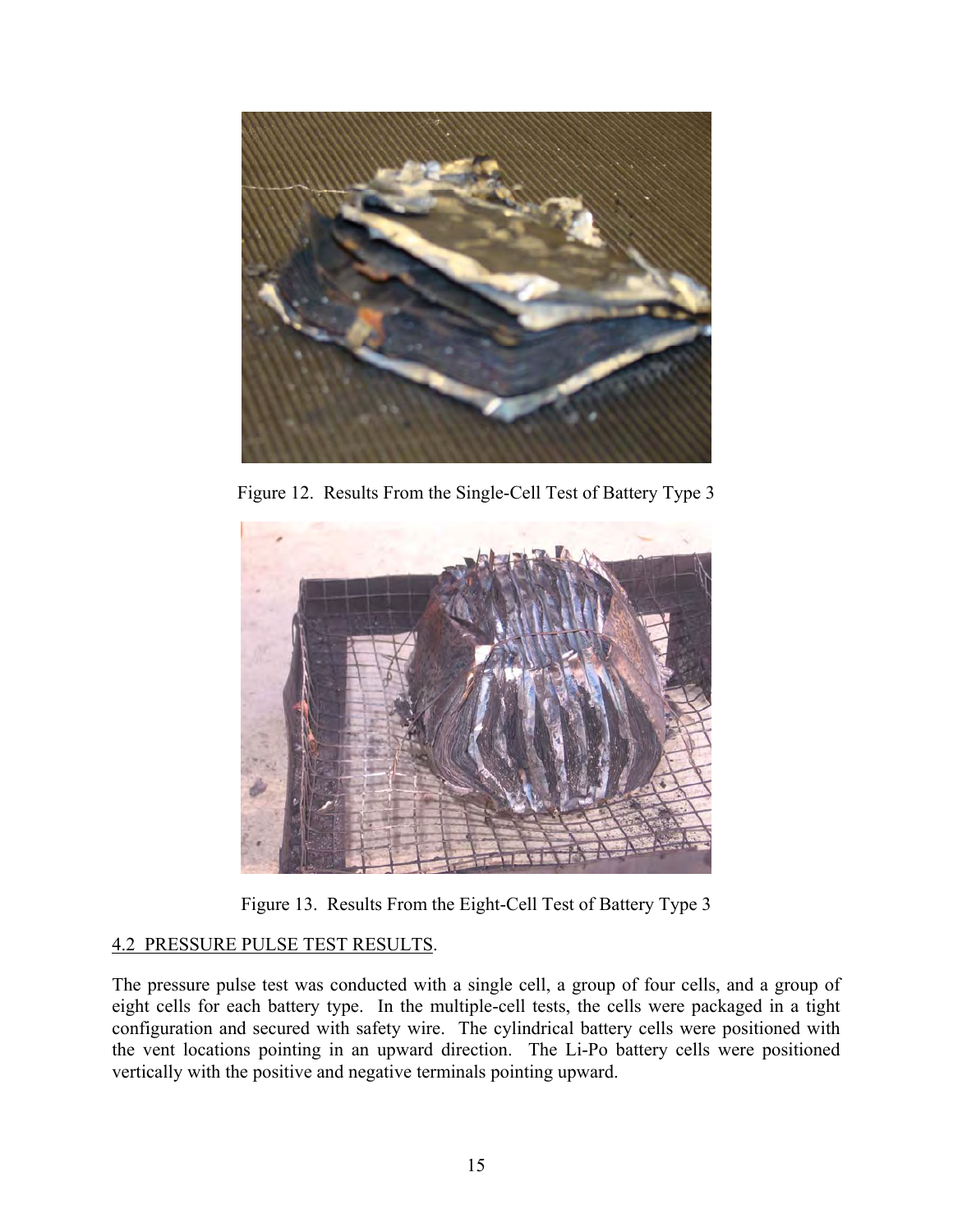Figure 12. Results From the Single-Cell Test of Battery Type 3

Figure 13. Results From the Eight-Cell Test of Battery Type 3

## 4.2 PRESSURE PULSE TEST RESULTS.

The pressure pulse test was conducted with a single cell, a group of four cells, and a group of eight cells for each battery type. In the multiple-cell tests, the cells were packaged in a tight configuration and secured with safety wire. The cylindrical battery cells were positioned with the vent locations pointing in an upward direction. The Li-Po battery cells were positioned vertically with the positive and negative terminals pointing upward.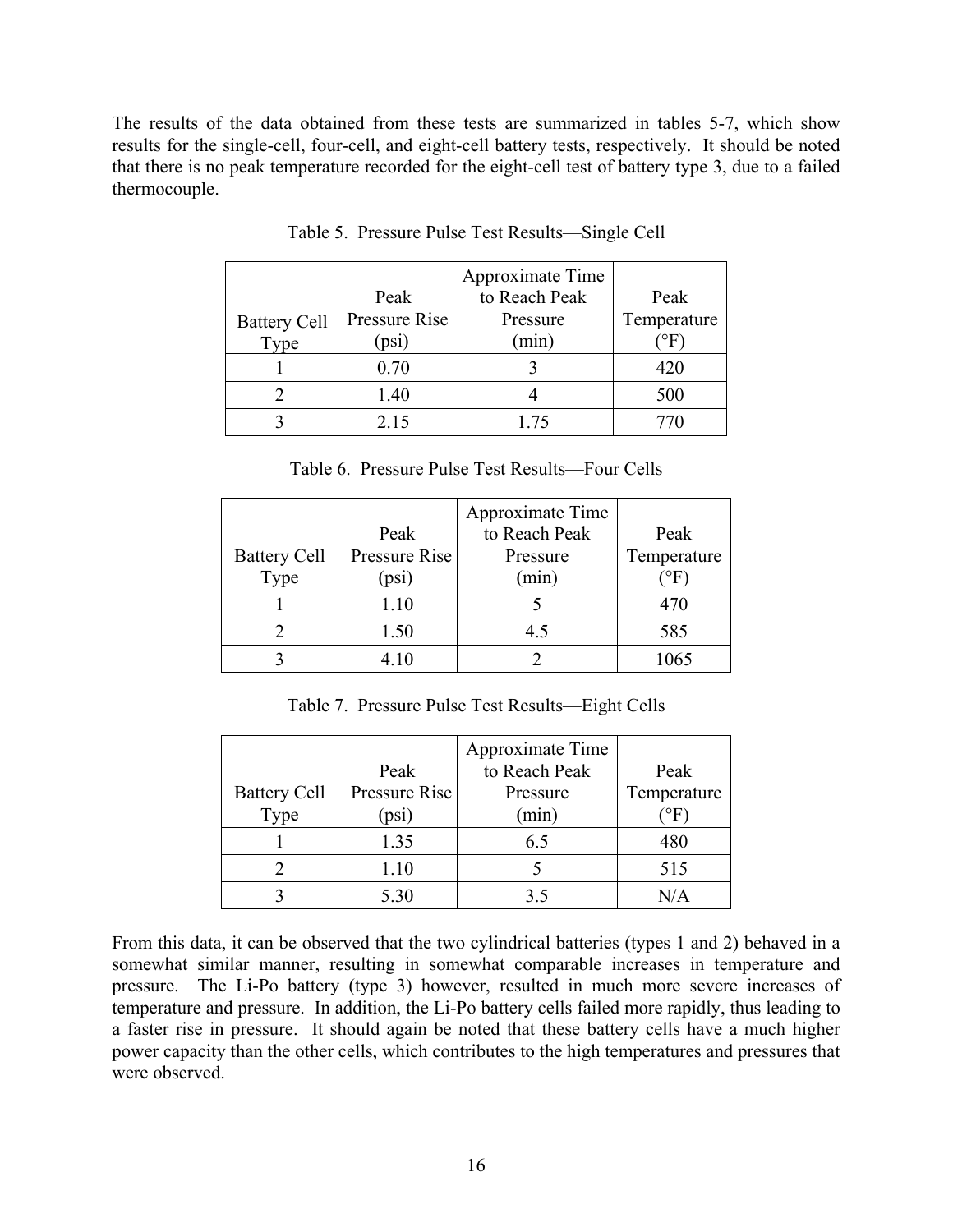The results of the data obtained from these tests are summarized in tables 5-7, which show results for the single-cell, four-cell, and eight-cell battery tests, respectively. It should be noted that there is no peak temperature recorded for the eight-cell test of battery type 3, due to a failed thermocouple.

Table 5. Pressure Pulse Test Results—Single Cell

| Battery Cell Type | Peak Pressure Rise (psi) | Approximate Time to Reach Peak Pressure (min) | Peak Temperature (°F) |
|---|---|---|---|
| 1 | 0.70 | 3 | 420 |
| 2 | 1.40 | 4 | 500 |
| 3 | 2.15 | 1.75 | 770 |

Table 6. Pressure Pulse Test Results—Four Cells

| Battery Cell Type | Peak Pressure Rise (psi) | Approximate Time to Reach Peak Pressure (min) | Peak Temperature (°F) |
|---|---|---|---|
| 1 | 1.10 | 5 | 470 |
| 2 | 1.50 | 4.5 | 585 |
| 3 | 4.10 | 2 | 1065 |

Table 7. Pressure Pulse Test Results—Eight Cells

| Battery Cell Type | Peak Pressure Rise (psi) | Approximate Time to Reach Peak Pressure (min) | Peak Temperature (°F) |
|---|---|---|---|
| 1 | 1.35 | 6.5 | 480 |
| 2 | 1.10 | 5 | 515 |
| 3 | 5.30 | 3.5 | N/A |

From this data, it can be observed that the two cylindrical batteries (types 1 and 2) behaved in a somewhat similar manner, resulting in somewhat comparable increases in temperature and pressure. The Li-Po battery (type 3) however, resulted in much more severe increases of temperature and pressure. In addition, the Li-Po battery cells failed more rapidly, thus leading to a faster rise in pressure. It should again be noted that these battery cells have a much higher power capacity than the other cells, which contributes to the high temperatures and pressures that were observed.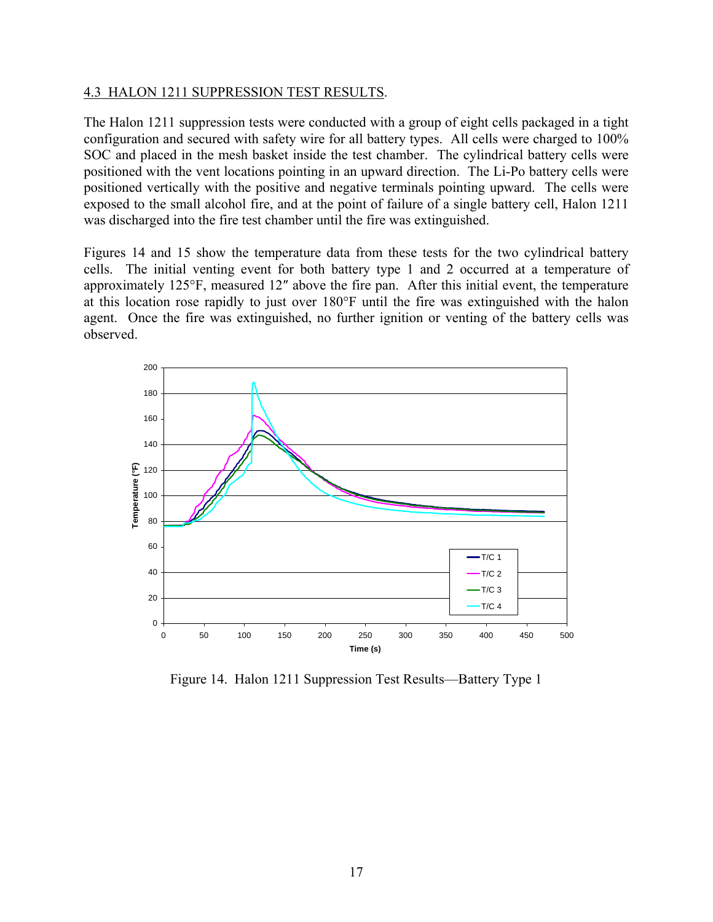### 4.3 HALON 1211 SUPPRESSION TEST RESULTS.

The Halon 1211 suppression tests were conducted with a group of eight cells packaged in a tight configuration and secured with safety wire for all battery types. All cells were charged to 100% SOC and placed in the mesh basket inside the test chamber. The cylindrical battery cells were positioned with the vent locations pointing in an upward direction. The Li-Po battery cells were positioned vertically with the positive and negative terminals pointing upward. The cells were exposed to the small alcohol fire, and at the point of failure of a single battery cell, Halon 1211 was discharged into the fire test chamber until the fire was extinguished.

Figures 14 and 15 show the temperature data from these tests for the two cylindrical battery cells. The initial venting event for both battery type 1 and 2 occurred at a temperature of approximately 125°F, measured 12″ above the fire pan. After this initial event, the temperature at this location rose rapidly to just over 180°F until the fire was extinguished with the halon agent. Once the fire was extinguished, no further ignition or venting of the battery cells was observed.

Figure 14. Halon 1211 Suppression Test Results—Battery Type 1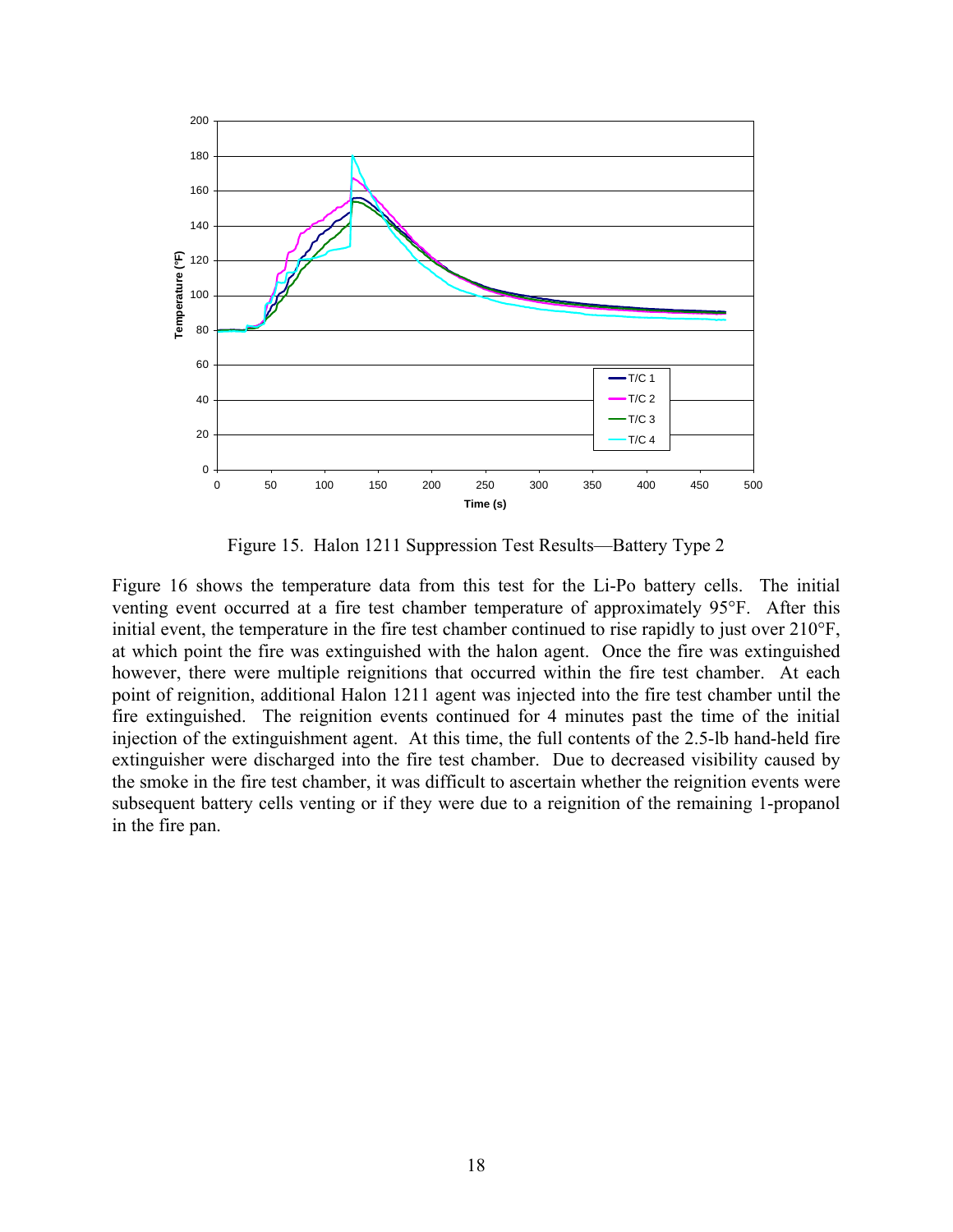Figure 15. Halon 1211 Suppression Test Results—Battery Type 2

Figure 16 shows the temperature data from this test for the Li-Po battery cells. The initial venting event occurred at a fire test chamber temperature of approximately 95°F. After this initial event, the temperature in the fire test chamber continued to rise rapidly to just over 210°F, at which point the fire was extinguished with the halon agent. Once the fire was extinguished however, there were multiple reignitions that occurred within the fire test chamber. At each point of reignition, additional Halon 1211 agent was injected into the fire test chamber until the fire extinguished. The reignition events continued for 4 minutes past the time of the initial injection of the extinguishment agent. At this time, the full contents of the 2.5-lb hand-held fire extinguisher were discharged into the fire test chamber. Due to decreased visibility caused by the smoke in the fire test chamber, it was difficult to ascertain whether the reignition events were subsequent battery cells venting or if they were due to a reignition of the remaining 1-propanol in the fire pan.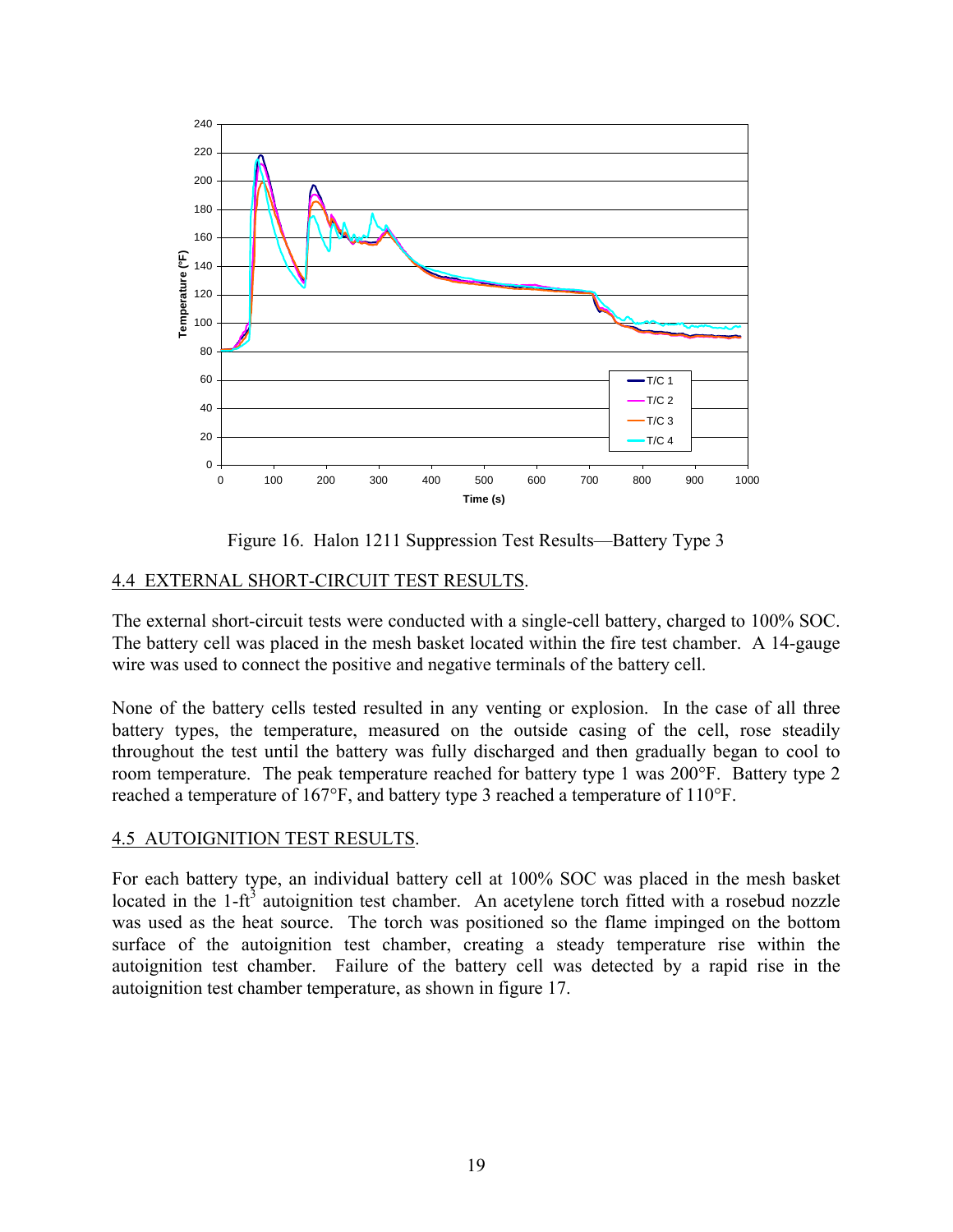Figure 16. Halon 1211 Suppression Test Results—Battery Type 3

## 4.4 EXTERNAL SHORT-CIRCUIT TEST RESULTS.

The external short-circuit tests were conducted with a single-cell battery, charged to 100% SOC. The battery cell was placed in the mesh basket located within the fire test chamber. A 14-gauge wire was used to connect the positive and negative terminals of the battery cell.

None of the battery cells tested resulted in any venting or explosion. In the case of all three battery types, the temperature, measured on the outside casing of the cell, rose steadily throughout the test until the battery was fully discharged and then gradually began to cool to room temperature. The peak temperature reached for battery type 1 was 200°F. Battery type 2 reached a temperature of 167°F, and battery type 3 reached a temperature of 110°F.

## 4.5 AUTOIGNITION TEST RESULTS.

For each battery type, an individual battery cell at 100% SOC was placed in the mesh basket located in the 1-ft$^3$ autoignition test chamber. An acetylene torch fitted with a rosebud nozzle was used as the heat source. The torch was positioned so the flame impinged on the bottom surface of the autoignition test chamber, creating a steady temperature rise within the autoignition test chamber. Failure of the battery cell was detected by a rapid rise in the autoignition test chamber temperature, as shown in figure 17.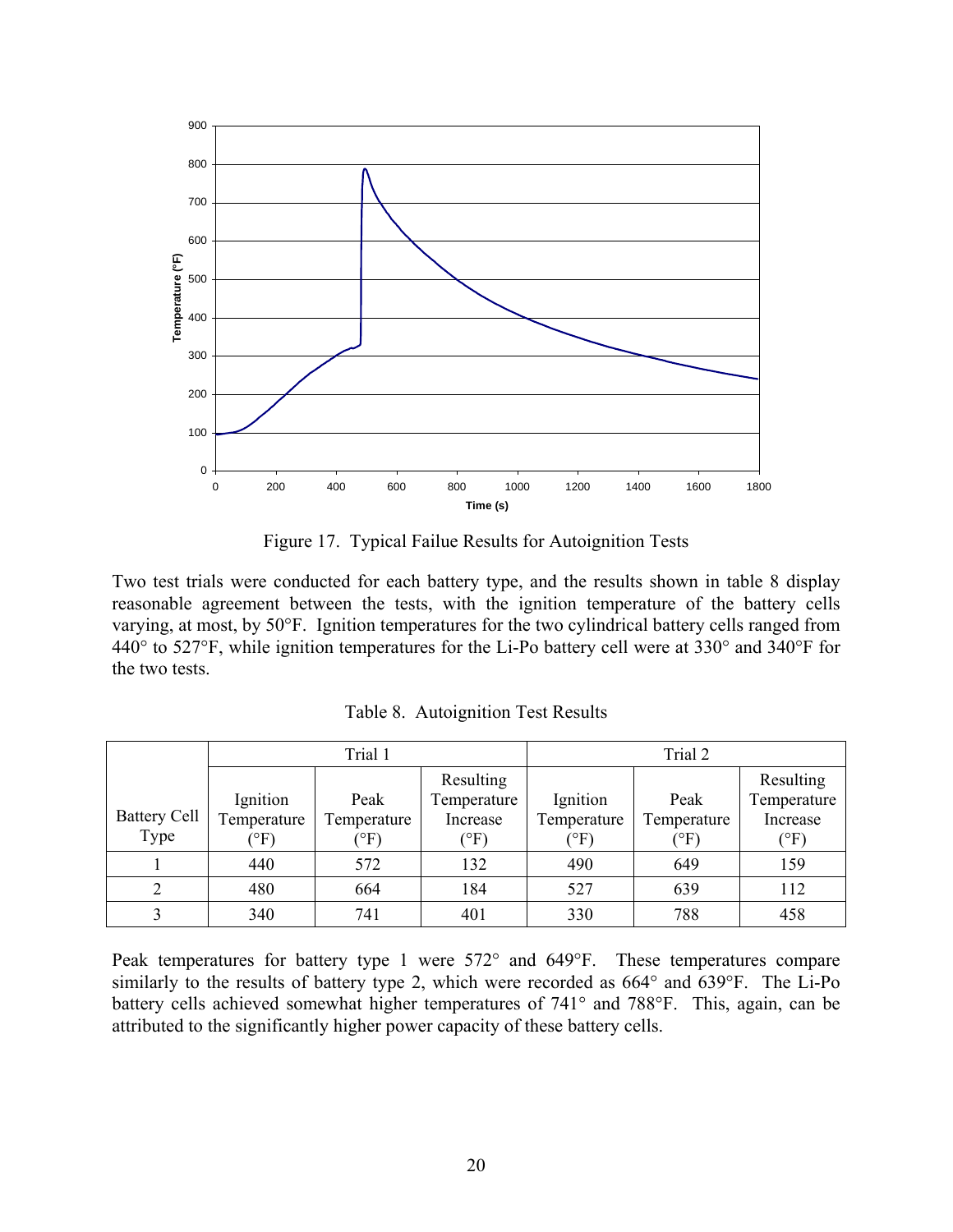Figure 17. Typical Failue Results for Autoignition Tests

Two test trials were conducted for each battery type, and the results shown in table 8 display reasonable agreement between the tests, with the ignition temperature of the battery cells varying, at most, by 50°F. Ignition temperatures for the two cylindrical battery cells ranged from 440° to 527°F, while ignition temperatures for the Li-Po battery cell were at 330° and 340°F for the two tests.

Table 8. Autoignition Test Results

| Battery Cell Type | Trial 1 | | | Trial 2 | | |
|---|---|---|---|---|---|---|
| | Ignition Temperature (°F) | Peak Temperature (°F) | Resulting Temperature Increase (°F) | Ignition Temperature (°F) | Peak Temperature (°F) | Resulting Temperature Increase (°F) |
| 1 | 440 | 572 | 132 | 490 | 649 | 159 |
| 2 | 480 | 664 | 184 | 527 | 639 | 112 |
| 3 | 340 | 741 | 401 | 330 | 788 | 458 |

Peak temperatures for battery type 1 were 572° and 649°F. These temperatures compare similarly to the results of battery type 2, which were recorded as 664° and 639°F. The Li-Po battery cells achieved somewhat higher temperatures of 741° and 788°F. This, again, can be attributed to the significantly higher power capacity of these battery cells.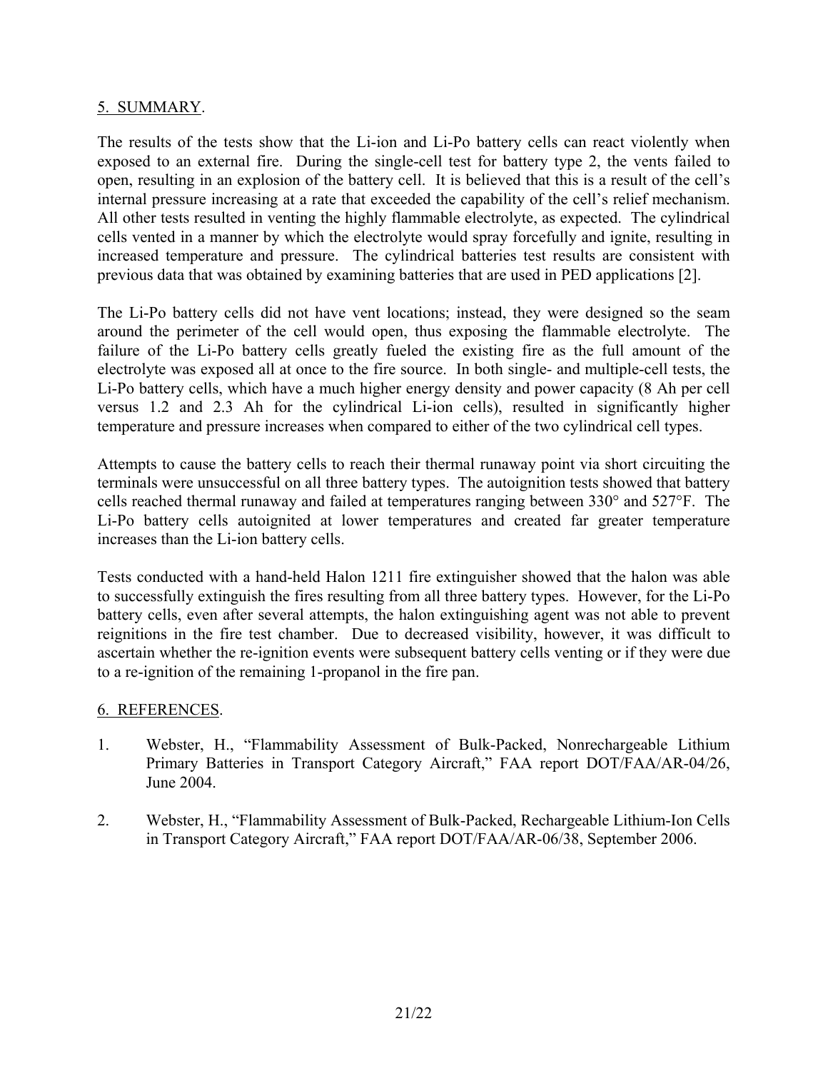## 5. SUMMARY.

The results of the tests show that the Li-ion and Li-Po battery cells can react violently when exposed to an external fire. During the single-cell test for battery type 2, the vents failed to open, resulting in an explosion of the battery cell. It is believed that this is a result of the cell's internal pressure increasing at a rate that exceeded the capability of the cell's relief mechanism. All other tests resulted in venting the highly flammable electrolyte, as expected. The cylindrical cells vented in a manner by which the electrolyte would spray forcefully and ignite, resulting in increased temperature and pressure. The cylindrical batteries test results are consistent with previous data that was obtained by examining batteries that are used in PED applications [2].

The Li-Po battery cells did not have vent locations; instead, they were designed so the seam around the perimeter of the cell would open, thus exposing the flammable electrolyte. The failure of the Li-Po battery cells greatly fueled the existing fire as the full amount of the electrolyte was exposed all at once to the fire source. In both single- and multiple-cell tests, the Li-Po battery cells, which have a much higher energy density and power capacity (8 Ah per cell versus 1.2 and 2.3 Ah for the cylindrical Li-ion cells), resulted in significantly higher temperature and pressure increases when compared to either of the two cylindrical cell types.

Attempts to cause the battery cells to reach their thermal runaway point via short circuiting the terminals were unsuccessful on all three battery types. The autoignition tests showed that battery cells reached thermal runaway and failed at temperatures ranging between 330° and 527°F. The Li-Po battery cells autoignited at lower temperatures and created far greater temperature increases than the Li-ion battery cells.

Tests conducted with a hand-held Halon 1211 fire extinguisher showed that the halon was able to successfully extinguish the fires resulting from all three battery types. However, for the Li-Po battery cells, even after several attempts, the halon extinguishing agent was not able to prevent reignitions in the fire test chamber. Due to decreased visibility, however, it was difficult to ascertain whether the re-ignition events were subsequent battery cells venting or if they were due to a re-ignition of the remaining 1-propanol in the fire pan.

## 6. REFERENCES.

1. Webster, H., "Flammability Assessment of Bulk-Packed, Nonrechargeable Lithium Primary Batteries in Transport Category Aircraft," FAA report DOT/FAA/AR-04/26, June 2004.

2. Webster, H., "Flammability Assessment of Bulk-Packed, Rechargeable Lithium-Ion Cells in Transport Category Aircraft," FAA report DOT/FAA/AR-06/38, September 2006.